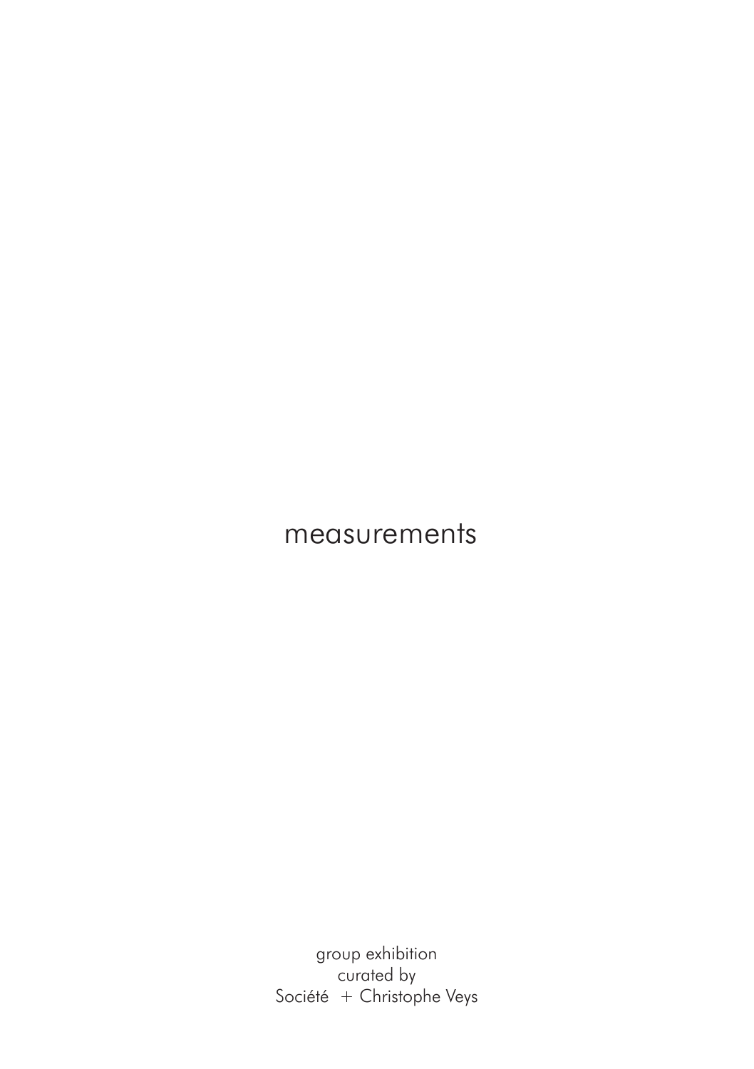# measurements

group exhibition
curated by
Société + Christophe Veys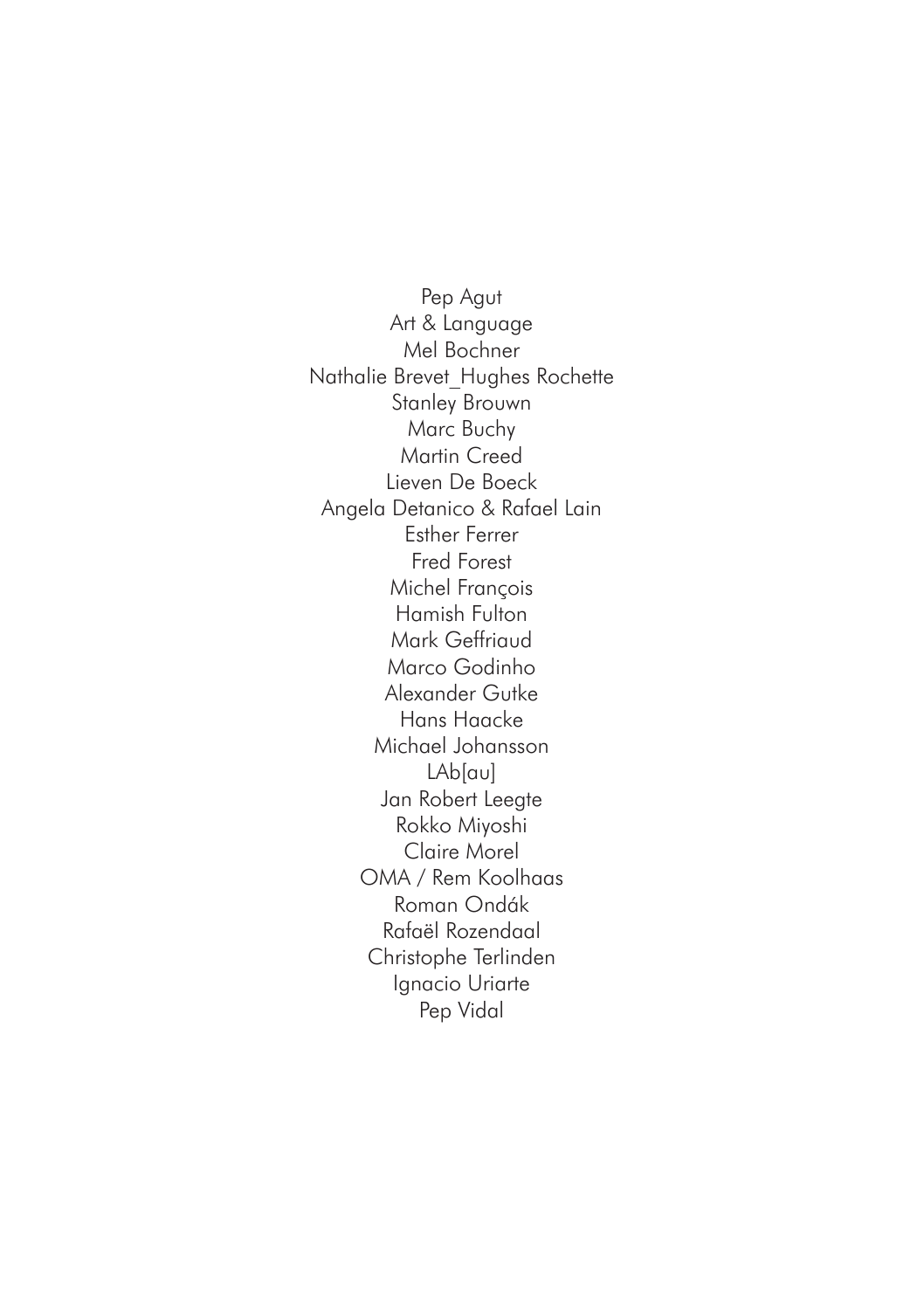Pep Agut
Art & Language
Mel Bochner
Nathalie Brevet_Hughes Rochette
Stanley Brouwn
Marc Buchy
Martin Creed
Lieven De Boeck
Angela Detanico & Rafael Lain
Esther Ferrer
Fred Forest
Michel François
Hamish Fulton
Mark Geffriaud
Marco Godinho
Alexander Gutke
Hans Haacke
Michael Johansson
LAb[au]
Jan Robert Leegte
Rokko Miyoshi
Claire Morel
OMA / Rem Koolhaas
Roman Ondák
Rafaël Rozendaal
Christophe Terlinden
Ignacio Uriarte
Pep Vidal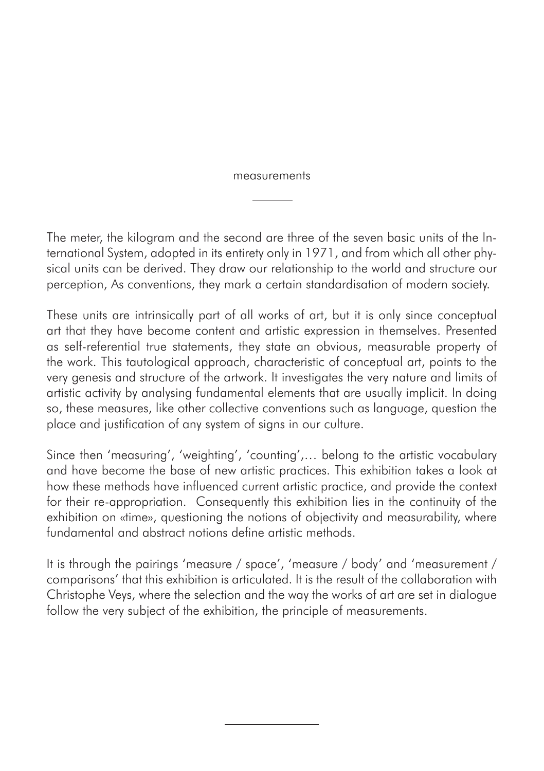# measurements

The meter, the kilogram and the second are three of the seven basic units of the International System, adopted in its entirety only in 1971, and from which all other physical units can be derived. They draw our relationship to the world and structure our perception, As conventions, they mark a certain standardisation of modern society.

These units are intrinsically part of all works of art, but it is only since conceptual art that they have become content and artistic expression in themselves. Presented as self-referential true statements, they state an obvious, measurable property of the work. This tautological approach, characteristic of conceptual art, points to the very genesis and structure of the artwork. It investigates the very nature and limits of artistic activity by analysing fundamental elements that are usually implicit. In doing so, these measures, like other collective conventions such as language, question the place and justification of any system of signs in our culture.

Since then 'measuring', 'weighting', 'counting',… belong to the artistic vocabulary and have become the base of new artistic practices. This exhibition takes a look at how these methods have influenced current artistic practice, and provide the context for their re-appropriation. Consequently this exhibition lies in the continuity of the exhibition on «time», questioning the notions of objectivity and measurability, where fundamental and abstract notions define artistic methods.

It is through the pairings 'measure / space', 'measure / body' and 'measurement / comparisons' that this exhibition is articulated. It is the result of the collaboration with Christophe Veys, where the selection and the way the works of art are set in dialogue follow the very subject of the exhibition, the principle of measurements.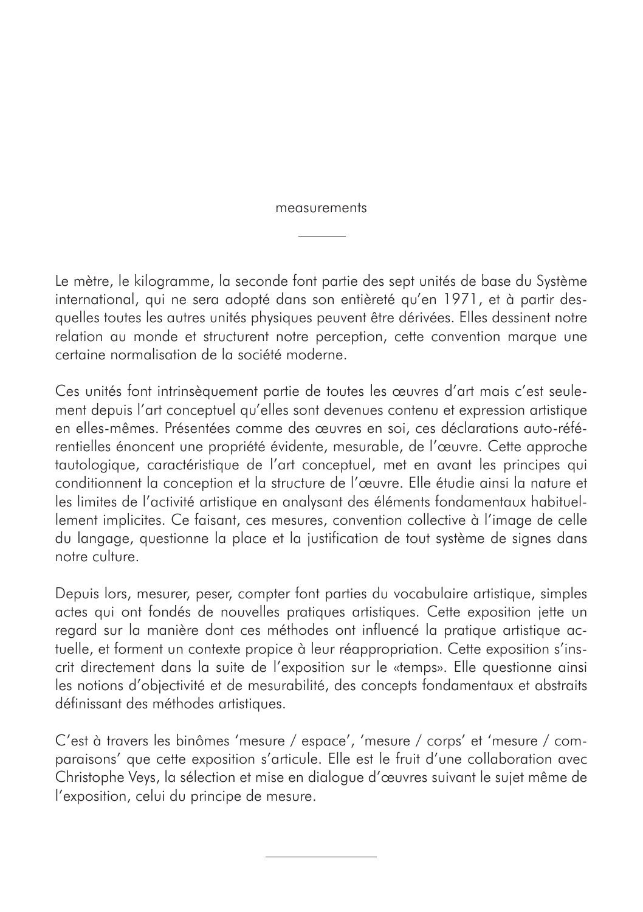## measurements

Le mètre, le kilogramme, la seconde font partie des sept unités de base du Système international, qui ne sera adopté dans son entièreté qu'en 1971, et à partir desquelles toutes les autres unités physiques peuvent être dérivées. Elles dessinent notre relation au monde et structurent notre perception, cette convention marque une certaine normalisation de la société moderne.

Ces unités font intrinsèquement partie de toutes les œuvres d'art mais c'est seulement depuis l'art conceptuel qu'elles sont devenues contenu et expression artistique en elles-mêmes. Présentées comme des œuvres en soi, ces déclarations auto-référentielles énoncent une propriété évidente, mesurable, de l'œuvre. Cette approche tautologique, caractéristique de l'art conceptuel, met en avant les principes qui conditionnent la conception et la structure de l'œuvre. Elle étudie ainsi la nature et les limites de l'activité artistique en analysant des éléments fondamentaux habituellement implicites. Ce faisant, ces mesures, convention collective à l'image de celle du langage, questionne la place et la justification de tout système de signes dans notre culture.

Depuis lors, mesurer, peser, compter font parties du vocabulaire artistique, simples actes qui ont fondés de nouvelles pratiques artistiques. Cette exposition jette un regard sur la manière dont ces méthodes ont influencé la pratique artistique actuelle, et forment un contexte propice à leur réappropriation. Cette exposition s'inscrit directement dans la suite de l'exposition sur le «temps». Elle questionne ainsi les notions d'objectivité et de mesurabilité, des concepts fondamentaux et abstraits définissant des méthodes artistiques.

C'est à travers les binômes 'mesure / espace', 'mesure / corps' et 'mesure / comparaisons' que cette exposition s'articule. Elle est le fruit d'une collaboration avec Christophe Veys, la sélection et mise en dialogue d'œuvres suivant le sujet même de l'exposition, celui du principe de mesure.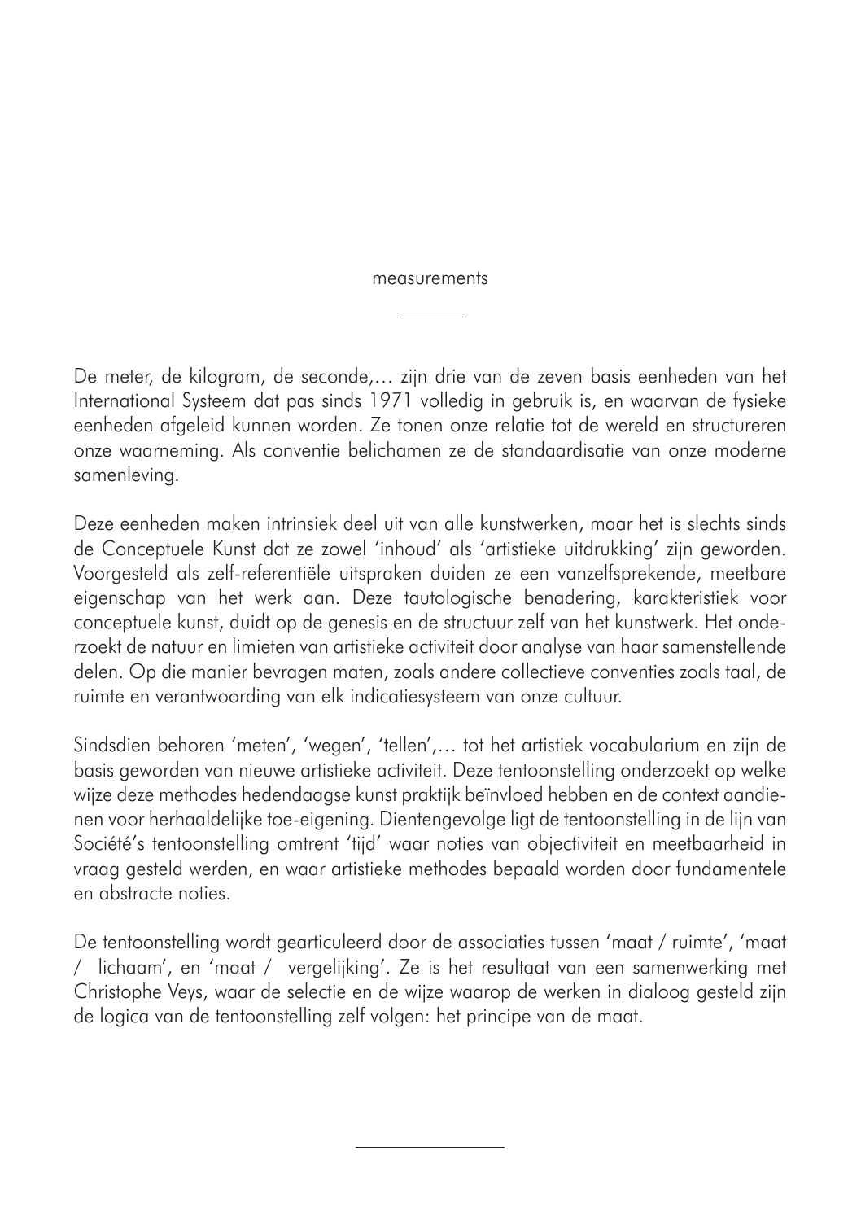## measurements

De meter, de kilogram, de seconde,… zijn drie van de zeven basis eenheden van het International Systeem dat pas sinds 1971 volledig in gebruik is, en waarvan de fysieke eenheden afgeleid kunnen worden. Ze tonen onze relatie tot de wereld en structureren onze waarneming. Als conventie belichamen ze de standaardisatie van onze moderne samenleving.

Deze eenheden maken intrinsiek deel uit van alle kunstwerken, maar het is slechts sinds de Conceptuele Kunst dat ze zowel 'inhoud' als 'artistieke uitdrukking' zijn geworden. Voorgesteld als zelf-referentiële uitspraken duiden ze een vanzelfsprekende, meetbare eigenschap van het werk aan. Deze tautologische benadering, karakteristiek voor conceptuele kunst, duidt op de genesis en de structuur zelf van het kunstwerk. Het onderzoekt de natuur en limieten van artistieke activiteit door analyse van haar samenstellende delen. Op die manier bevragen maten, zoals andere collectieve conventies zoals taal, de ruimte en verantwoording van elk indicatiesysteem van onze cultuur.

Sindsdien behoren 'meten', 'wegen', 'tellen',… tot het artistiek vocabularium en zijn de basis geworden van nieuwe artistieke activiteit. Deze tentoonstelling onderzoekt op welke wijze deze methodes hedendaagse kunst praktijk beïnvloed hebben en de context aandienen voor herhaaldelijke toe-eigening. Dientengevolge ligt de tentoonstelling in de lijn van Société's tentoonstelling omtrent 'tijd' waar noties van objectiviteit en meetbaarheid in vraag gesteld werden, en waar artistieke methodes bepaald worden door fundamentele en abstracte noties.

De tentoonstelling wordt gearticuleerd door de associaties tussen 'maat / ruimte', 'maat / lichaam', en 'maat / vergelijking'. Ze is het resultaat van een samenwerking met Christophe Veys, waar de selectie en de wijze waarop de werken in dialoog gesteld zijn de logica van de tentoonstelling zelf volgen: het principe van de maat.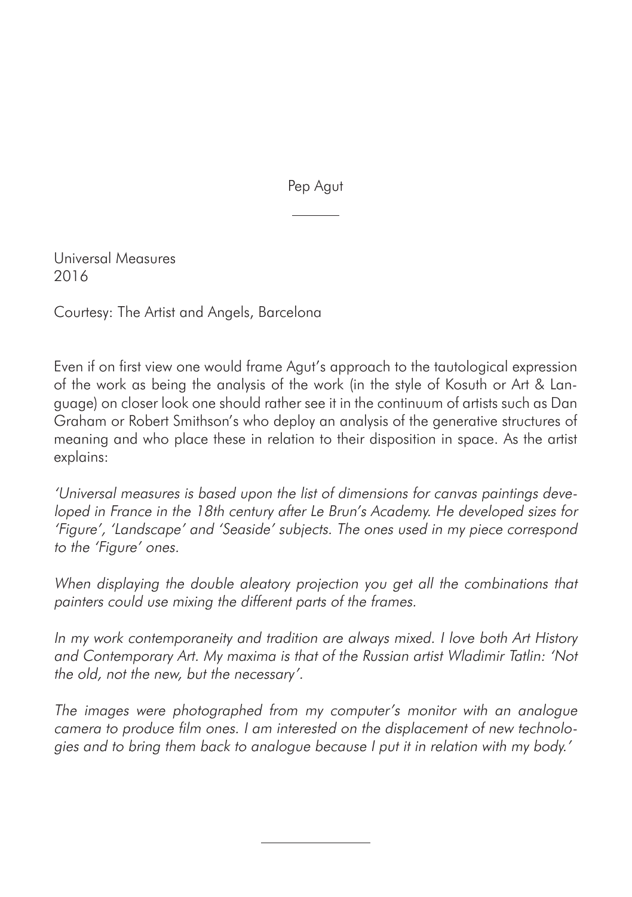Pep Agut

Universal Measures
2016

Courtesy: The Artist and Angels, Barcelona

Even if on first view one would frame Agut's approach to the tautological expression of the work as being the analysis of the work (in the style of Kosuth or Art & Language) on closer look one should rather see it in the continuum of artists such as Dan Graham or Robert Smithson's who deploy an analysis of the generative structures of meaning and who place these in relation to their disposition in space. As the artist explains:

*'Universal measures is based upon the list of dimensions for canvas paintings developed in France in the 18th century after Le Brun's Academy. He developed sizes for 'Figure', 'Landscape' and 'Seaside' subjects. The ones used in my piece correspond to the 'Figure' ones.*

*When displaying the double aleatory projection you get all the combinations that painters could use mixing the different parts of the frames.*

*In my work contemporaneity and tradition are always mixed. I love both Art History and Contemporary Art. My maxima is that of the Russian artist Wladimir Tatlin: 'Not the old, not the new, but the necessary'.*

*The images were photographed from my computer's monitor with an analogue camera to produce film ones. I am interested on the displacement of new technologies and to bring them back to analogue because I put it in relation with my body.'*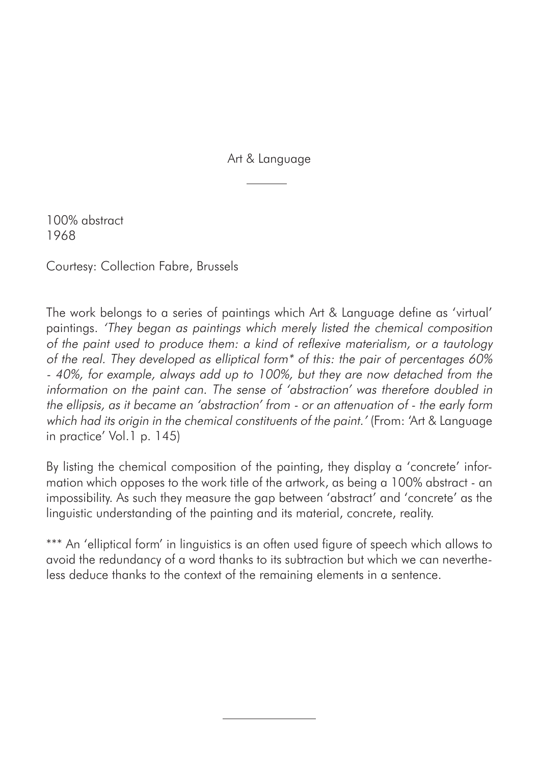# Art & Language

100% abstract
1968

Courtesy: Collection Fabre, Brussels

The work belongs to a series of paintings which Art & Language define as 'virtual' paintings. *'They began as paintings which merely listed the chemical composition of the paint used to produce them: a kind of reflexive materialism, or a tautology of the real. They developed as elliptical form\* of this: the pair of percentages 60% - 40%, for example, always add up to 100%, but they are now detached from the information on the paint can. The sense of 'abstraction' was therefore doubled in the ellipsis, as it became an 'abstraction' from - or an attenuation of - the early form which had its origin in the chemical constituents of the paint.'* (From: 'Art & Language in practice' Vol.1 p. 145)

By listing the chemical composition of the painting, they display a 'concrete' information which opposes to the work title of the artwork, as being a 100% abstract - an impossibility. As such they measure the gap between 'abstract' and 'concrete' as the linguistic understanding of the painting and its material, concrete, reality.

*** An 'elliptical form' in linguistics is an often used figure of speech which allows to avoid the redundancy of a word thanks to its subtraction but which we can nevertheless deduce thanks to the context of the remaining elements in a sentence.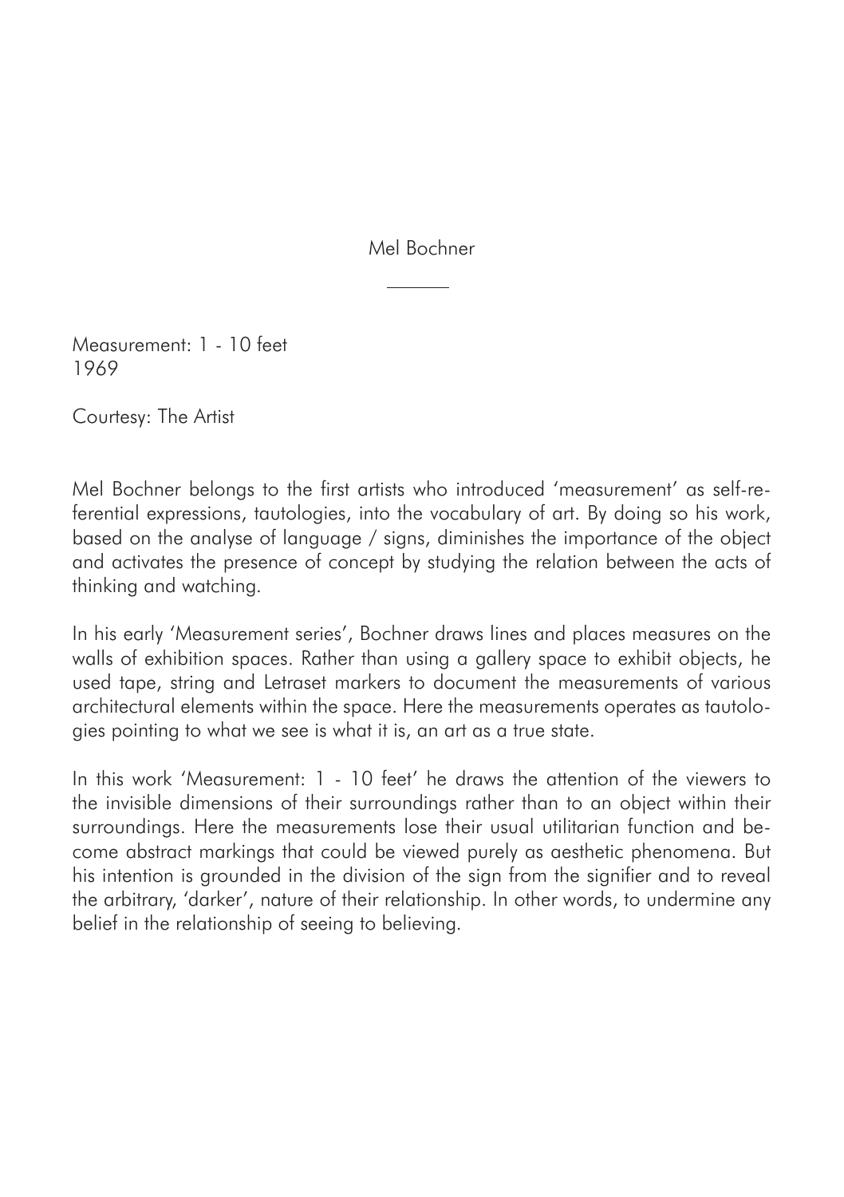# Mel Bochner

---

Measurement: 1 - 10 feet
1969

Courtesy: The Artist

Mel Bochner belongs to the first artists who introduced 'measurement' as self-referential expressions, tautologies, into the vocabulary of art. By doing so his work, based on the analyse of language / signs, diminishes the importance of the object and activates the presence of concept by studying the relation between the acts of thinking and watching.

In his early 'Measurement series', Bochner draws lines and places measures on the walls of exhibition spaces. Rather than using a gallery space to exhibit objects, he used tape, string and Letraset markers to document the measurements of various architectural elements within the space. Here the measurements operates as tautologies pointing to what we see is what it is, an art as a true state.

In this work 'Measurement: 1 - 10 feet' he draws the attention of the viewers to the invisible dimensions of their surroundings rather than to an object within their surroundings. Here the measurements lose their usual utilitarian function and become abstract markings that could be viewed purely as aesthetic phenomena. But his intention is grounded in the division of the sign from the signifier and to reveal the arbitrary, 'darker', nature of their relationship. In other words, to undermine any belief in the relationship of seeing to believing.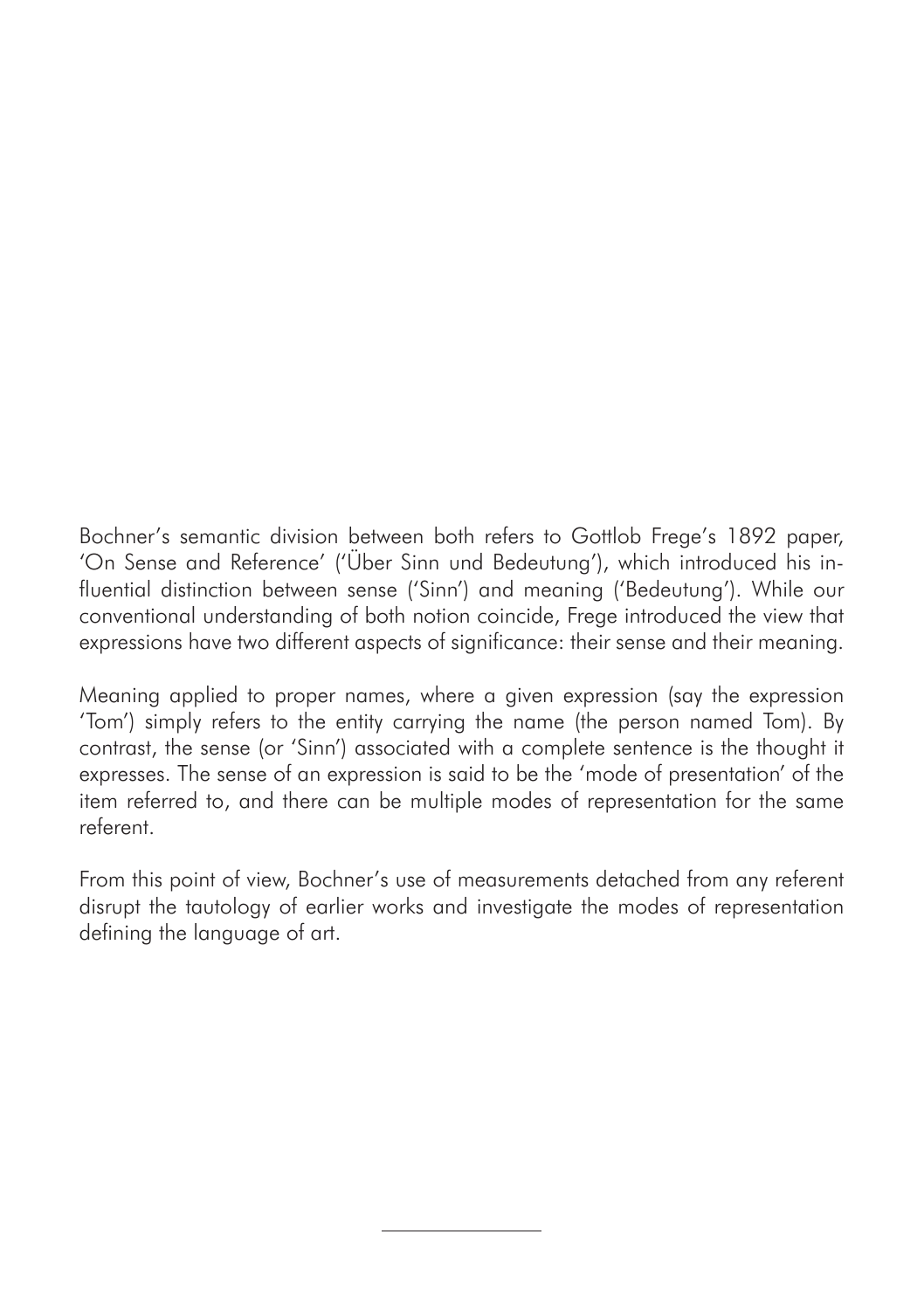Bochner's semantic division between both refers to Gottlob Frege's 1892 paper, 'On Sense and Reference' ('Über Sinn und Bedeutung'), which introduced his influential distinction between sense ('Sinn') and meaning ('Bedeutung'). While our conventional understanding of both notion coincide, Frege introduced the view that expressions have two different aspects of significance: their sense and their meaning.

Meaning applied to proper names, where a given expression (say the expression 'Tom') simply refers to the entity carrying the name (the person named Tom). By contrast, the sense (or 'Sinn') associated with a complete sentence is the thought it expresses. The sense of an expression is said to be the 'mode of presentation' of the item referred to, and there can be multiple modes of representation for the same referent.

From this point of view, Bochner's use of measurements detached from any referent disrupt the tautology of earlier works and investigate the modes of representation defining the language of art.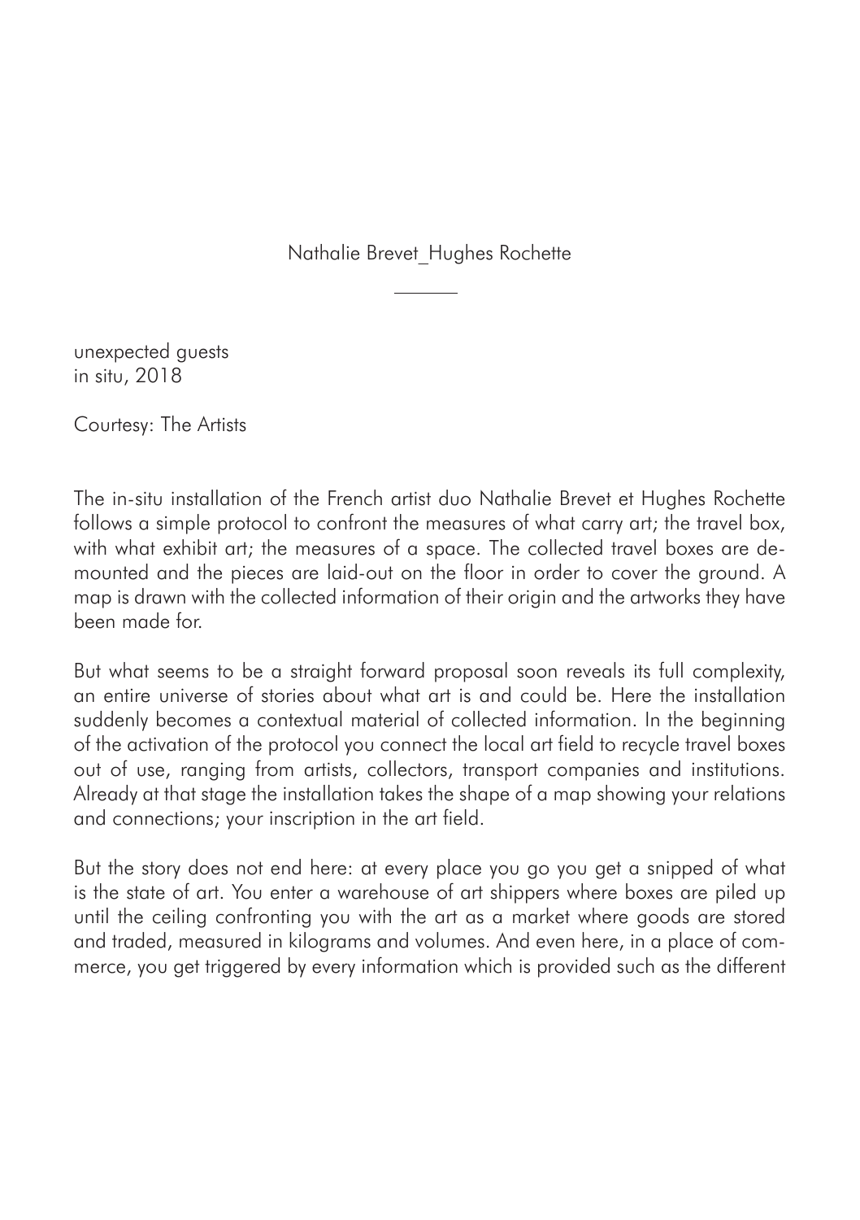Nathalie Brevet_Hughes Rochette

---

unexpected guests
in situ, 2018

Courtesy: The Artists

The in-situ installation of the French artist duo Nathalie Brevet et Hughes Rochette follows a simple protocol to confront the measures of what carry art; the travel box, with what exhibit art; the measures of a space. The collected travel boxes are demounted and the pieces are laid-out on the floor in order to cover the ground. A map is drawn with the collected information of their origin and the artworks they have been made for.

But what seems to be a straight forward proposal soon reveals its full complexity, an entire universe of stories about what art is and could be. Here the installation suddenly becomes a contextual material of collected information. In the beginning of the activation of the protocol you connect the local art field to recycle travel boxes out of use, ranging from artists, collectors, transport companies and institutions. Already at that stage the installation takes the shape of a map showing your relations and connections; your inscription in the art field.

But the story does not end here: at every place you go you get a snipped of what is the state of art. You enter a warehouse of art shippers where boxes are piled up until the ceiling confronting you with the art as a market where goods are stored and traded, measured in kilograms and volumes. And even here, in a place of commerce, you get triggered by every information which is provided such as the different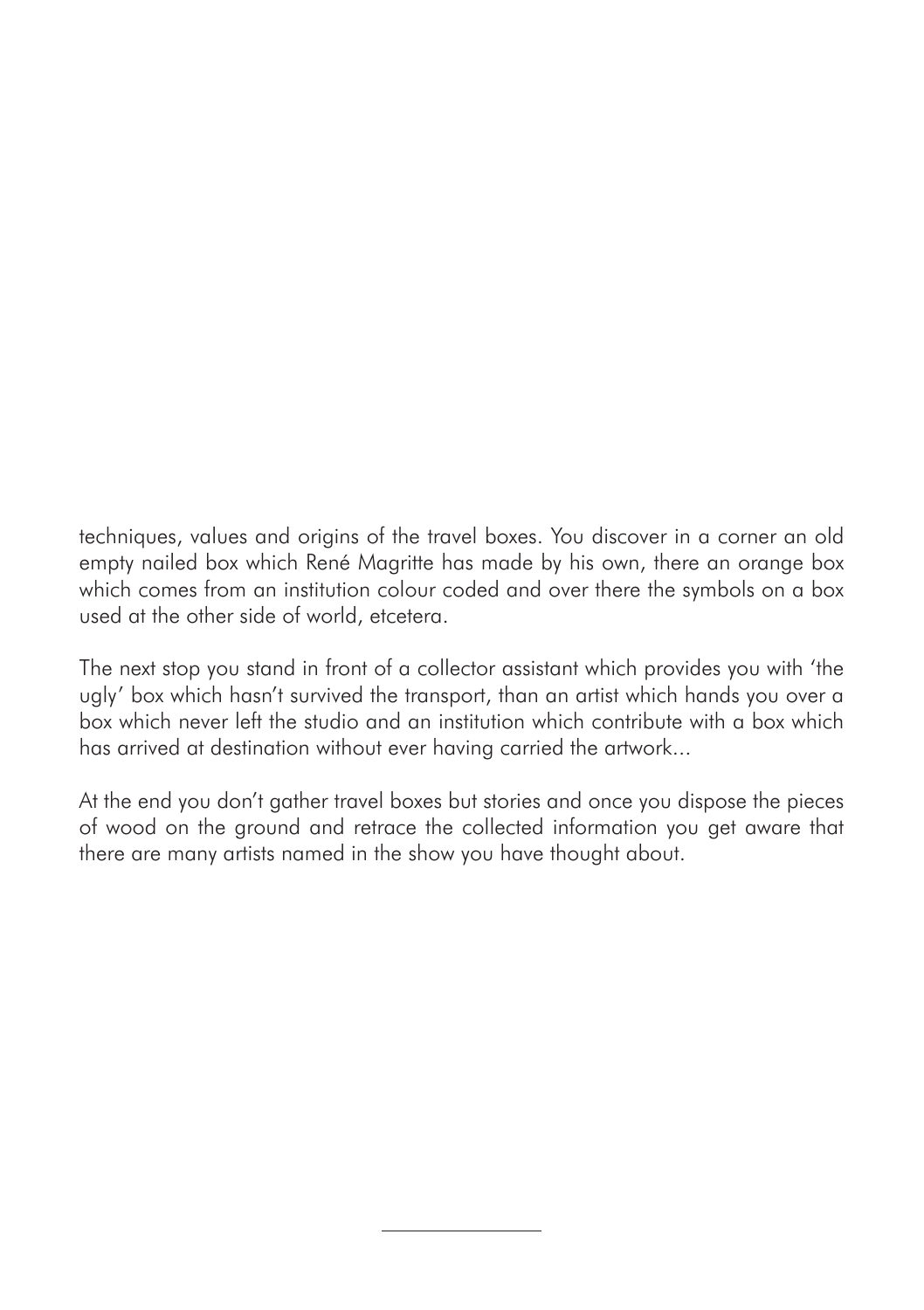techniques, values and origins of the travel boxes. You discover in a corner an old empty nailed box which René Magritte has made by his own, there an orange box which comes from an institution colour coded and over there the symbols on a box used at the other side of world, etcetera.

The next stop you stand in front of a collector assistant which provides you with 'the ugly' box which hasn't survived the transport, than an artist which hands you over a box which never left the studio and an institution which contribute with a box which has arrived at destination without ever having carried the artwork...

At the end you don't gather travel boxes but stories and once you dispose the pieces of wood on the ground and retrace the collected information you get aware that there are many artists named in the show you have thought about.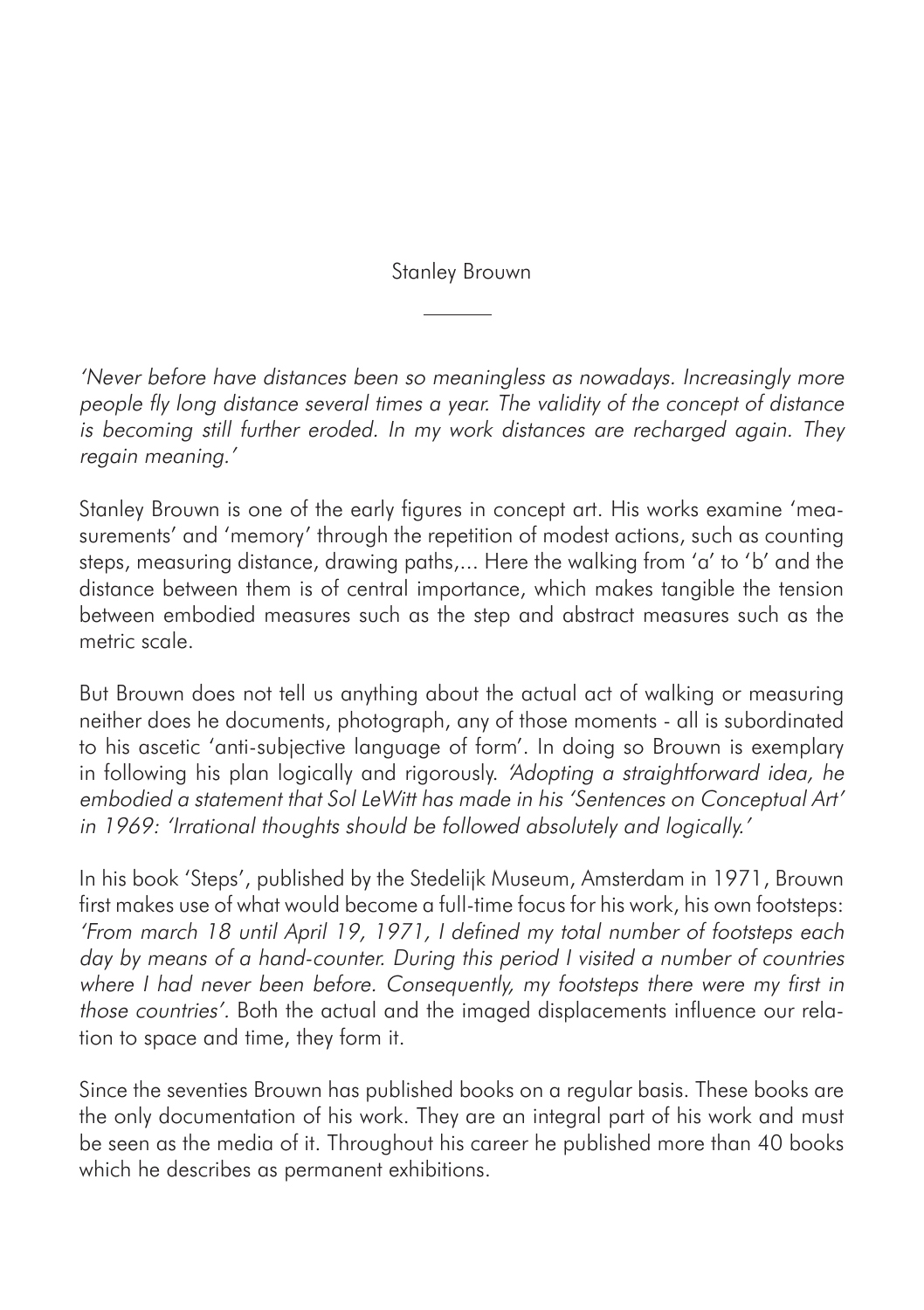## Stanley Brouwn

*'Never before have distances been so meaningless as nowadays. Increasingly more people fly long distance several times a year. The validity of the concept of distance is becoming still further eroded. In my work distances are recharged again. They regain meaning.'*

Stanley Brouwn is one of the early figures in concept art. His works examine 'measurements' and 'memory' through the repetition of modest actions, such as counting steps, measuring distance, drawing paths,... Here the walking from 'a' to 'b' and the distance between them is of central importance, which makes tangible the tension between embodied measures such as the step and abstract measures such as the metric scale.

But Brouwn does not tell us anything about the actual act of walking or measuring neither does he documents, photograph, any of those moments - all is subordinated to his ascetic 'anti-subjective language of form'. In doing so Brouwn is exemplary in following his plan logically and rigorously. *'Adopting a straightforward idea, he embodied a statement that Sol LeWitt has made in his 'Sentences on Conceptual Art' in 1969: 'Irrational thoughts should be followed absolutely and logically.'*

In his book 'Steps', published by the Stedelijk Museum, Amsterdam in 1971, Brouwn first makes use of what would become a full-time focus for his work, his own footsteps: *'From march 18 until April 19, 1971, I defined my total number of footsteps each day by means of a hand-counter. During this period I visited a number of countries where I had never been before. Consequently, my footsteps there were my first in those countries'.* Both the actual and the imaged displacements influence our relation to space and time, they form it.

Since the seventies Brouwn has published books on a regular basis. These books are the only documentation of his work. They are an integral part of his work and must be seen as the media of it. Throughout his career he published more than 40 books which he describes as permanent exhibitions.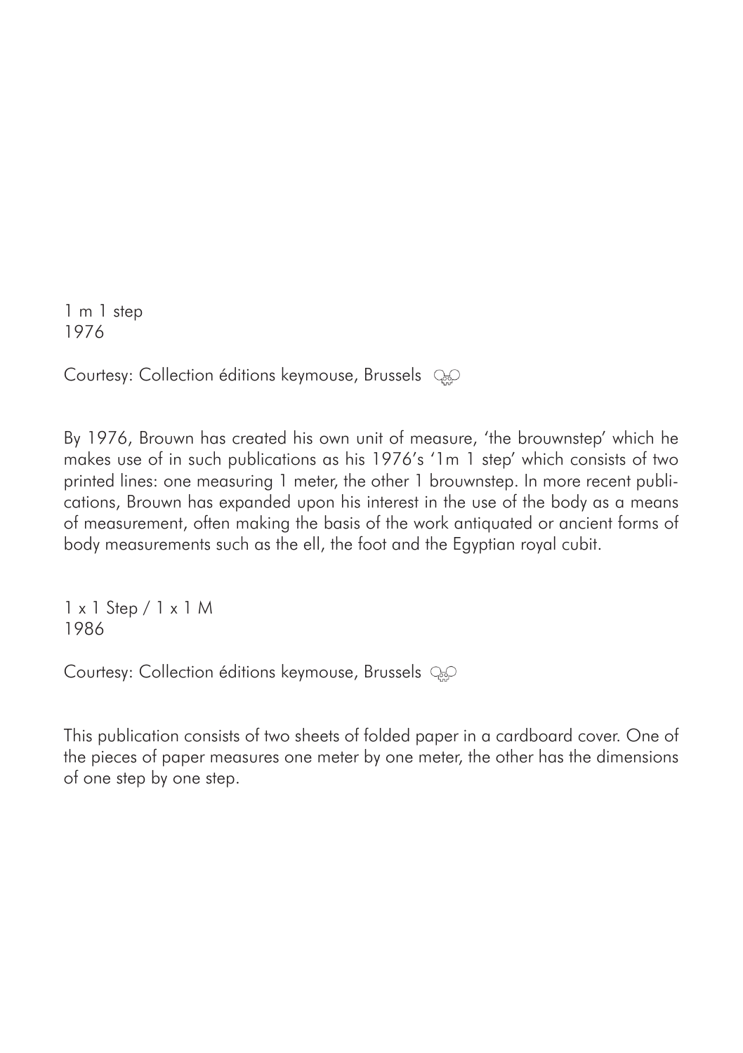1 m 1 step
1976

Courtesy: Collection éditions keymouse, Brussels

By 1976, Brouwn has created his own unit of measure, 'the brouwnstep' which he makes use of in such publications as his 1976's '1m 1 step' which consists of two printed lines: one measuring 1 meter, the other 1 brouwnstep. In more recent publications, Brouwn has expanded upon his interest in the use of the body as a means of measurement, often making the basis of the work antiquated or ancient forms of body measurements such as the ell, the foot and the Egyptian royal cubit.

1 x 1 Step / 1 x 1 M
1986

Courtesy: Collection éditions keymouse, Brussels

This publication consists of two sheets of folded paper in a cardboard cover. One of the pieces of paper measures one meter by one meter, the other has the dimensions of one step by one step.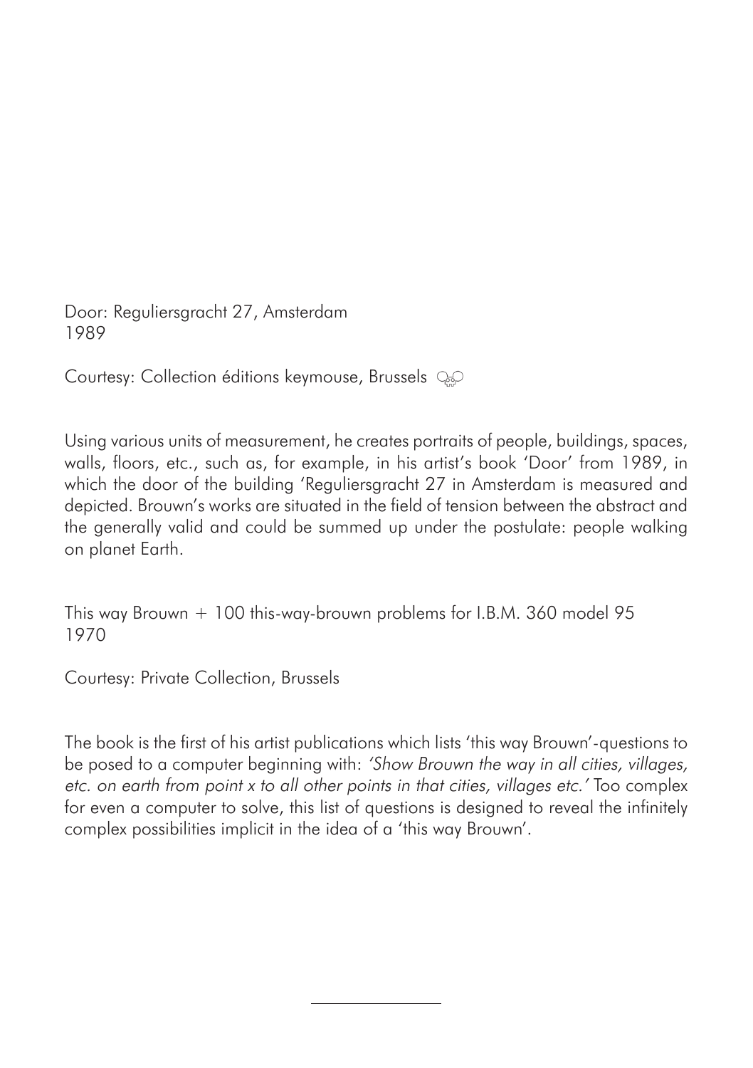Door: Reguliersgracht 27, Amsterdam
1989

Courtesy: Collection éditions keymouse, Brussels

Using various units of measurement, he creates portraits of people, buildings, spaces, walls, floors, etc., such as, for example, in his artist's book 'Door' from 1989, in which the door of the building 'Reguliersgracht 27 in Amsterdam is measured and depicted. Brouwn's works are situated in the field of tension between the abstract and the generally valid and could be summed up under the postulate: people walking on planet Earth.

This way Brouwn + 100 this-way-brouwn problems for I.B.M. 360 model 95
1970

Courtesy: Private Collection, Brussels

The book is the first of his artist publications which lists 'this way Brouwn'-questions to be posed to a computer beginning with: *'Show Brouwn the way in all cities, villages, etc. on earth from point x to all other points in that cities, villages etc.'* Too complex for even a computer to solve, this list of questions is designed to reveal the infinitely complex possibilities implicit in the idea of a 'this way Brouwn'.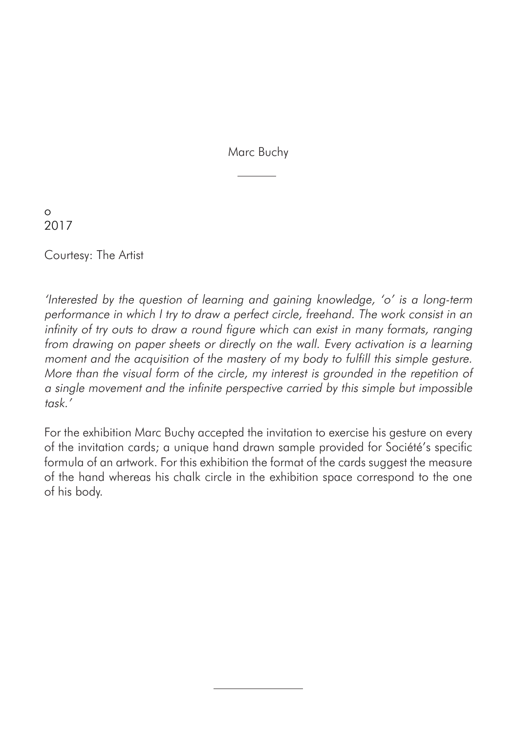Marc Buchy

---

o
2017

Courtesy: The Artist

*'Interested by the question of learning and gaining knowledge, 'o' is a long-term performance in which I try to draw a perfect circle, freehand. The work consist in an infinity of try outs to draw a round figure which can exist in many formats, ranging from drawing on paper sheets or directly on the wall. Every activation is a learning moment and the acquisition of the mastery of my body to fulfill this simple gesture. More than the visual form of the circle, my interest is grounded in the repetition of a single movement and the infinite perspective carried by this simple but impossible task.'*

For the exhibition Marc Buchy accepted the invitation to exercise his gesture on every of the invitation cards; a unique hand drawn sample provided for Société's specific formula of an artwork. For this exhibition the format of the cards suggest the measure of the hand whereas his chalk circle in the exhibition space correspond to the one of his body.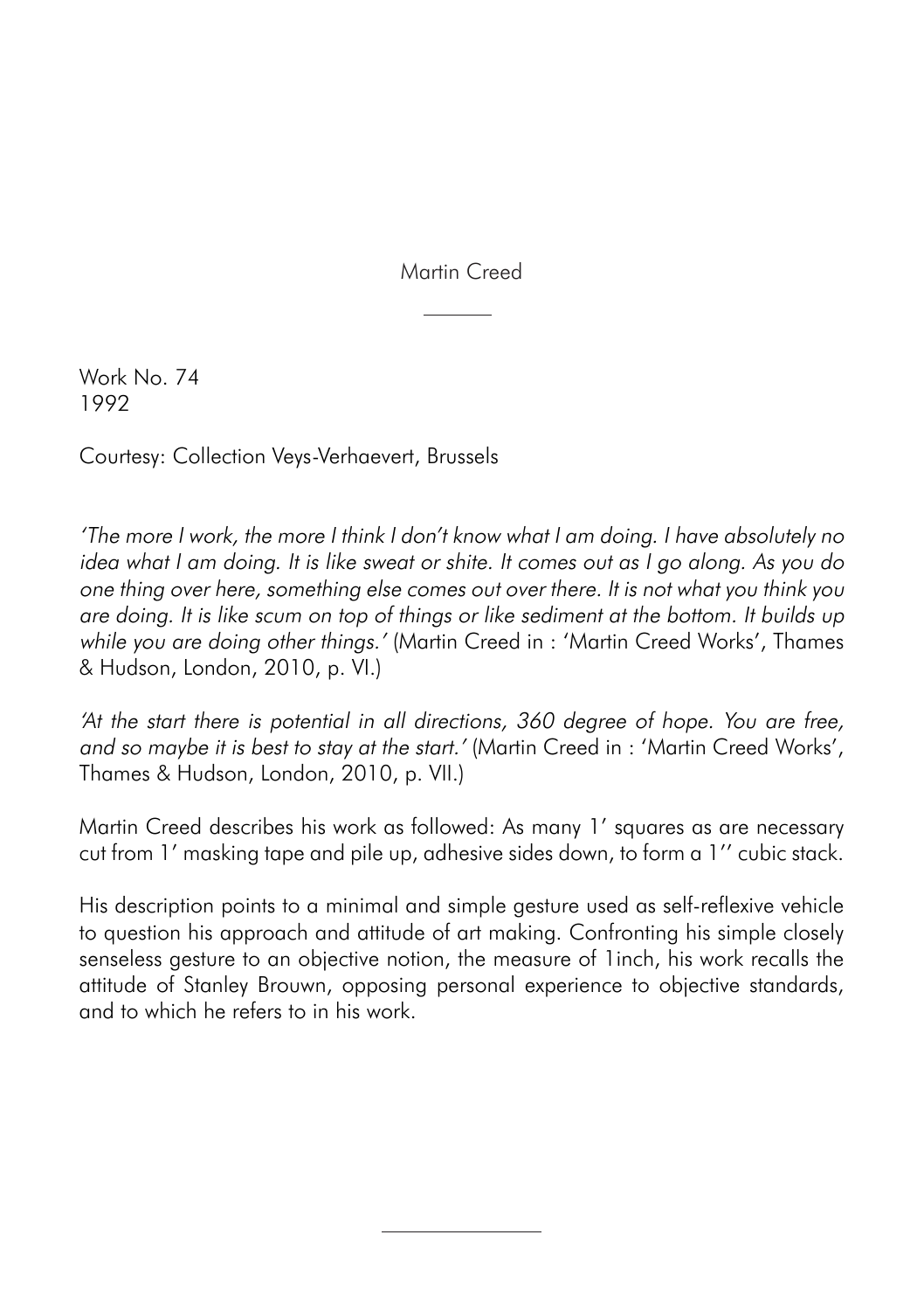# Martin Creed

Work No. 74
1992

Courtesy: Collection Veys-Verhaevert, Brussels

*'The more I work, the more I think I don't know what I am doing. I have absolutely no idea what I am doing. It is like sweat or shite. It comes out as I go along. As you do one thing over here, something else comes out over there. It is not what you think you are doing. It is like scum on top of things or like sediment at the bottom. It builds up while you are doing other things.'* (Martin Creed in : 'Martin Creed Works', Thames & Hudson, London, 2010, p. VI.)

*'At the start there is potential in all directions, 360 degree of hope. You are free, and so maybe it is best to stay at the start.'* (Martin Creed in : 'Martin Creed Works', Thames & Hudson, London, 2010, p. VII.)

Martin Creed describes his work as followed: As many 1' squares as are necessary cut from 1' masking tape and pile up, adhesive sides down, to form a 1'' cubic stack.

His description points to a minimal and simple gesture used as self-reflexive vehicle to question his approach and attitude of art making. Confronting his simple closely senseless gesture to an objective notion, the measure of 1inch, his work recalls the attitude of Stanley Brouwn, opposing personal experience to objective standards, and to which he refers to in his work.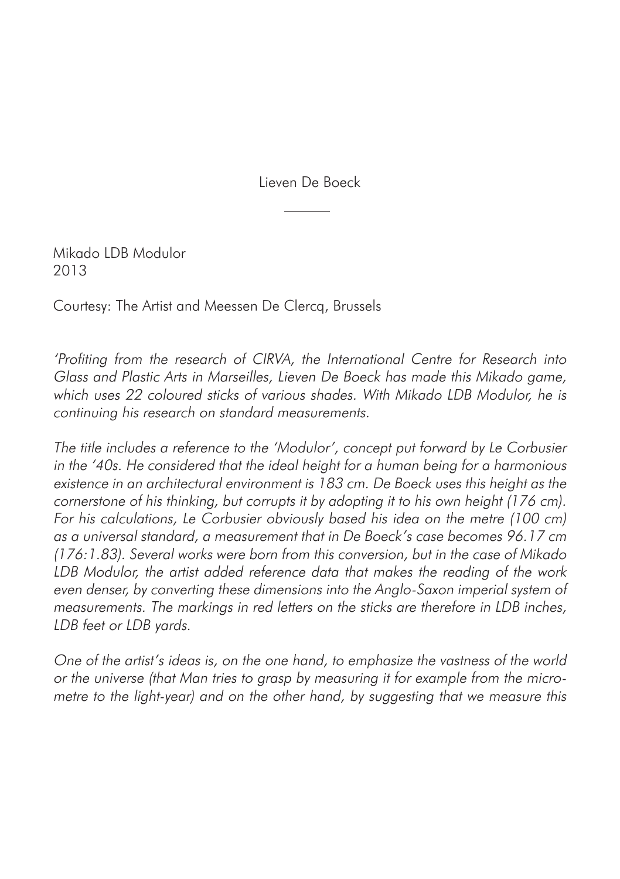Lieven De Boeck

---

Mikado LDB Modulor
2013

Courtesy: The Artist and Meessen De Clercq, Brussels

*'Profiting from the research of CIRVA, the International Centre for Research into Glass and Plastic Arts in Marseilles, Lieven De Boeck has made this Mikado game, which uses 22 coloured sticks of various shades. With Mikado LDB Modulor, he is continuing his research on standard measurements.*

*The title includes a reference to the 'Modulor', concept put forward by Le Corbusier in the '40s. He considered that the ideal height for a human being for a harmonious existence in an architectural environment is 183 cm. De Boeck uses this height as the cornerstone of his thinking, but corrupts it by adopting it to his own height (176 cm). For his calculations, Le Corbusier obviously based his idea on the metre (100 cm) as a universal standard, a measurement that in De Boeck's case becomes 96.17 cm (176:1.83). Several works were born from this conversion, but in the case of Mikado LDB Modulor, the artist added reference data that makes the reading of the work even denser, by converting these dimensions into the Anglo-Saxon imperial system of measurements. The markings in red letters on the sticks are therefore in LDB inches, LDB feet or LDB yards.*

*One of the artist's ideas is, on the one hand, to emphasize the vastness of the world or the universe (that Man tries to grasp by measuring it for example from the micrometre to the light-year) and on the other hand, by suggesting that we measure this*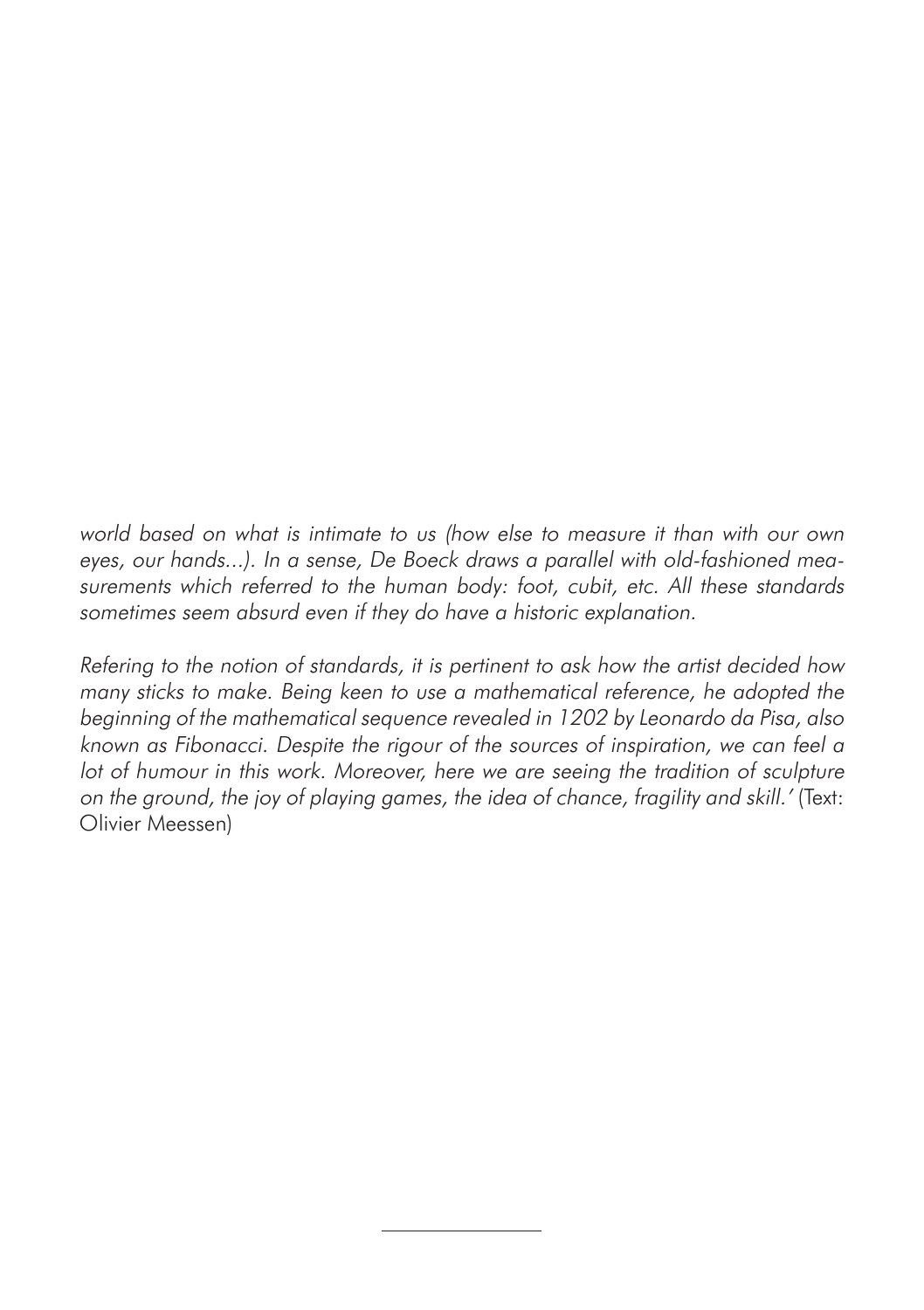*world based on what is intimate to us (how else to measure it than with our own eyes, our hands...). In a sense, De Boeck draws a parallel with old-fashioned measurements which referred to the human body: foot, cubit, etc. All these standards sometimes seem absurd even if they do have a historic explanation.*

*Refering to the notion of standards, it is pertinent to ask how the artist decided how many sticks to make. Being keen to use a mathematical reference, he adopted the beginning of the mathematical sequence revealed in 1202 by Leonardo da Pisa, also known as Fibonacci. Despite the rigour of the sources of inspiration, we can feel a lot of humour in this work. Moreover, here we are seeing the tradition of sculpture on the ground, the joy of playing games, the idea of chance, fragility and skill.'* (Text: Olivier Meessen)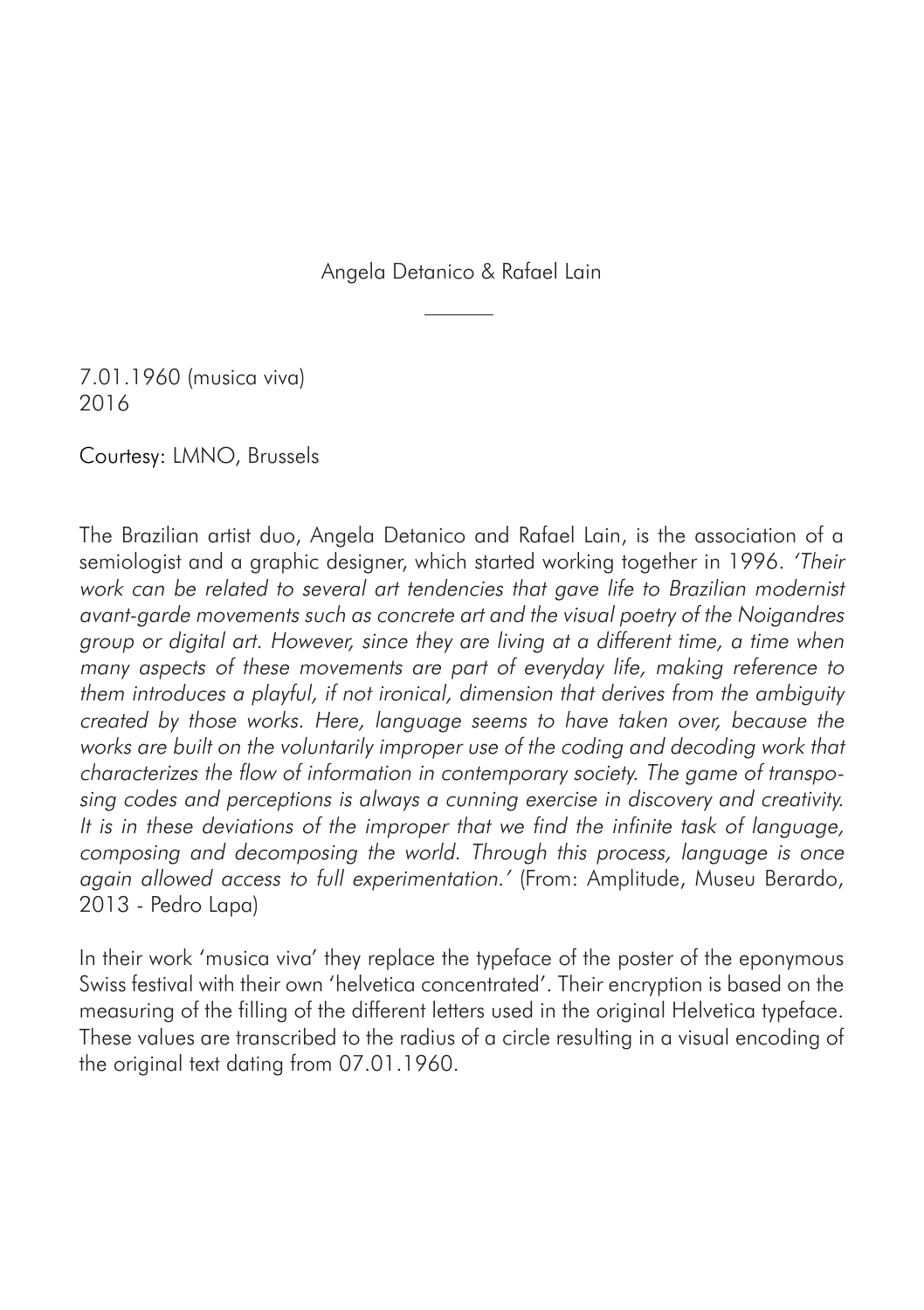Angela Detanico & Rafael Lain

---

7.01.1960 (musica viva)
2016

Courtesy: LMNO, Brussels

The Brazilian artist duo, Angela Detanico and Rafael Lain, is the association of a semiologist and a graphic designer, which started working together in 1996. *'Their work can be related to several art tendencies that gave life to Brazilian modernist avant-garde movements such as concrete art and the visual poetry of the Noigandres group or digital art. However, since they are living at a different time, a time when many aspects of these movements are part of everyday life, making reference to them introduces a playful, if not ironical, dimension that derives from the ambiguity created by those works. Here, language seems to have taken over, because the works are built on the voluntarily improper use of the coding and decoding work that characterizes the flow of information in contemporary society. The game of transposing codes and perceptions is always a cunning exercise in discovery and creativity. It is in these deviations of the improper that we find the infinite task of language, composing and decomposing the world. Through this process, language is once again allowed access to full experimentation.'* (From: Amplitude, Museu Berardo, 2013 - Pedro Lapa)

In their work 'musica viva' they replace the typeface of the poster of the eponymous Swiss festival with their own 'helvetica concentrated'. Their encryption is based on the measuring of the filling of the different letters used in the original Helvetica typeface. These values are transcribed to the radius of a circle resulting in a visual encoding of the original text dating from 07.01.1960.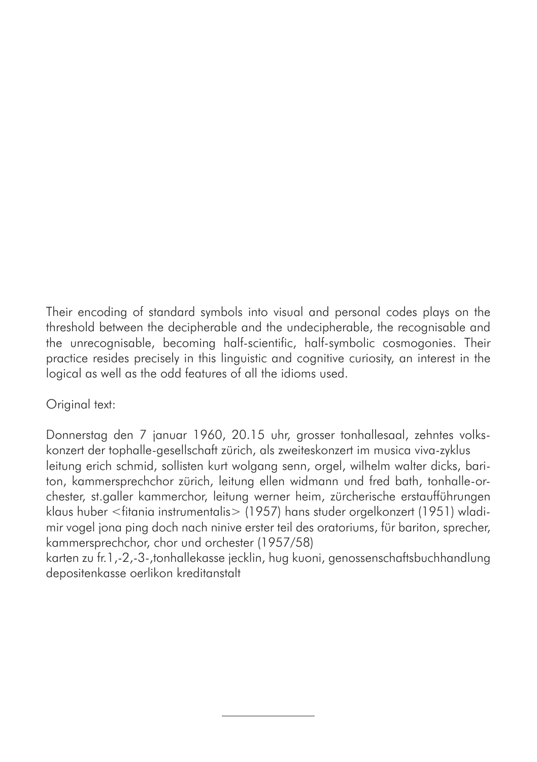Their encoding of standard symbols into visual and personal codes plays on the threshold between the decipherable and the undecipherable, the recognisable and the unrecognisable, becoming half-scientific, half-symbolic cosmogonies. Their practice resides precisely in this linguistic and cognitive curiosity, an interest in the logical as well as the odd features of all the idioms used.

Original text:

Donnerstag den 7 januar 1960, 20.15 uhr, grosser tonhallesaal, zehntes volks-konzert der tophalle-gesellschaft zürich, als zweiteskonzert im musica viva-zyklus
leitung erich schmid, sollisten kurt wolgang senn, orgel, wilhelm walter dicks, bariton, kammersprechchor zürich, leitung ellen widmann und fred bath, tonhalle-orchester, st.galler kammerchor, leitung werner heim, zürcherische erstaufführungen klaus huber <fitania instrumentalis> (1957) hans studer orgelkonzert (1951) wladimir vogel jona ping doch nach ninive erster teil des oratoriums, für bariton, sprecher, kammersprechchor, chor und orchester (1957/58)
karten zu fr.1,-2,-3-,tonhallekasse jecklin, hug kuoni, genossenschaftsbuchhandlung depositenkasse oerlikon kreditanstalt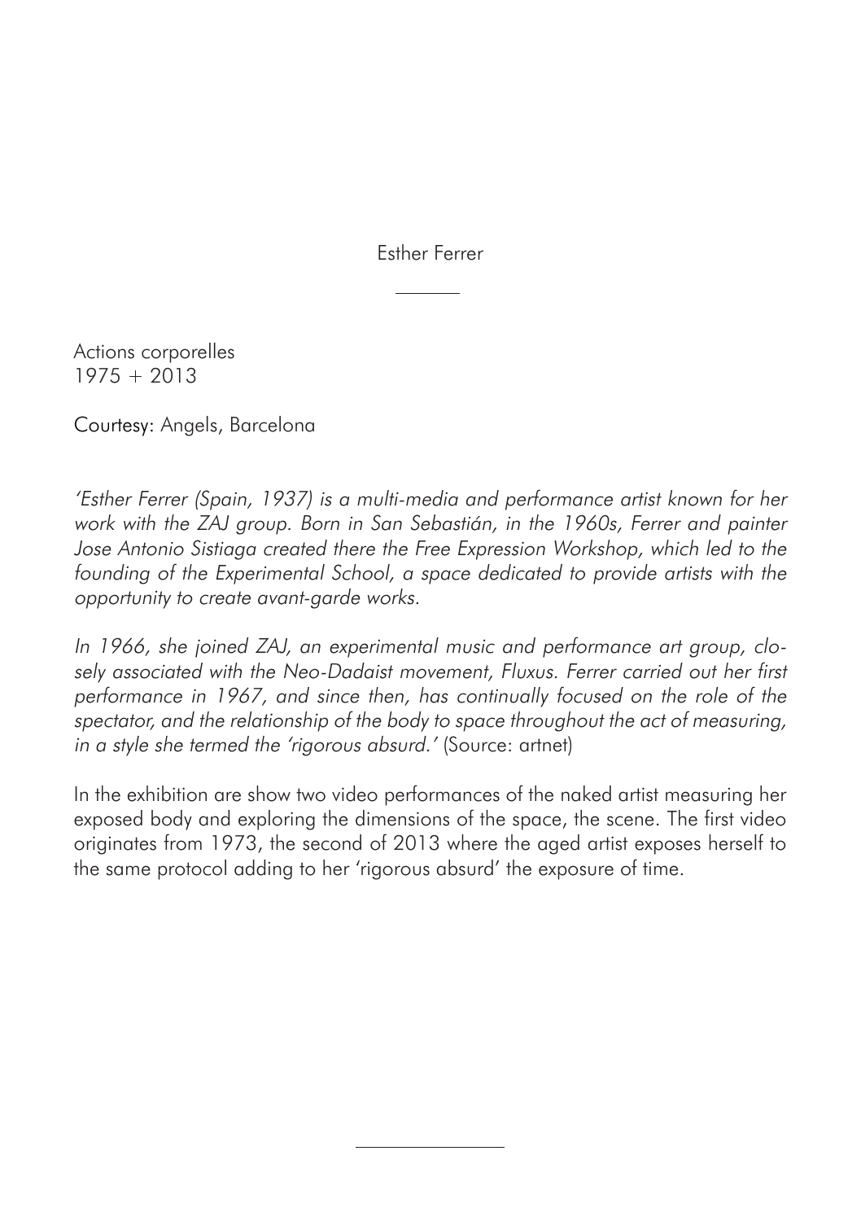# Esther Ferrer

Actions corporelles
1975 + 2013

Courtesy: Angels, Barcelona

*'Esther Ferrer (Spain, 1937) is a multi-media and performance artist known for her work with the ZAJ group. Born in San Sebastián, in the 1960s, Ferrer and painter Jose Antonio Sistiaga created there the Free Expression Workshop, which led to the founding of the Experimental School, a space dedicated to provide artists with the opportunity to create avant-garde works.*

*In 1966, she joined ZAJ, an experimental music and performance art group, closely associated with the Neo-Dadaist movement, Fluxus. Ferrer carried out her first performance in 1967, and since then, has continually focused on the role of the spectator, and the relationship of the body to space throughout the act of measuring, in a style she termed the 'rigorous absurd.'* (Source: artnet)

In the exhibition are show two video performances of the naked artist measuring her exposed body and exploring the dimensions of the space, the scene. The first video originates from 1973, the second of 2013 where the aged artist exposes herself to the same protocol adding to her 'rigorous absurd' the exposure of time.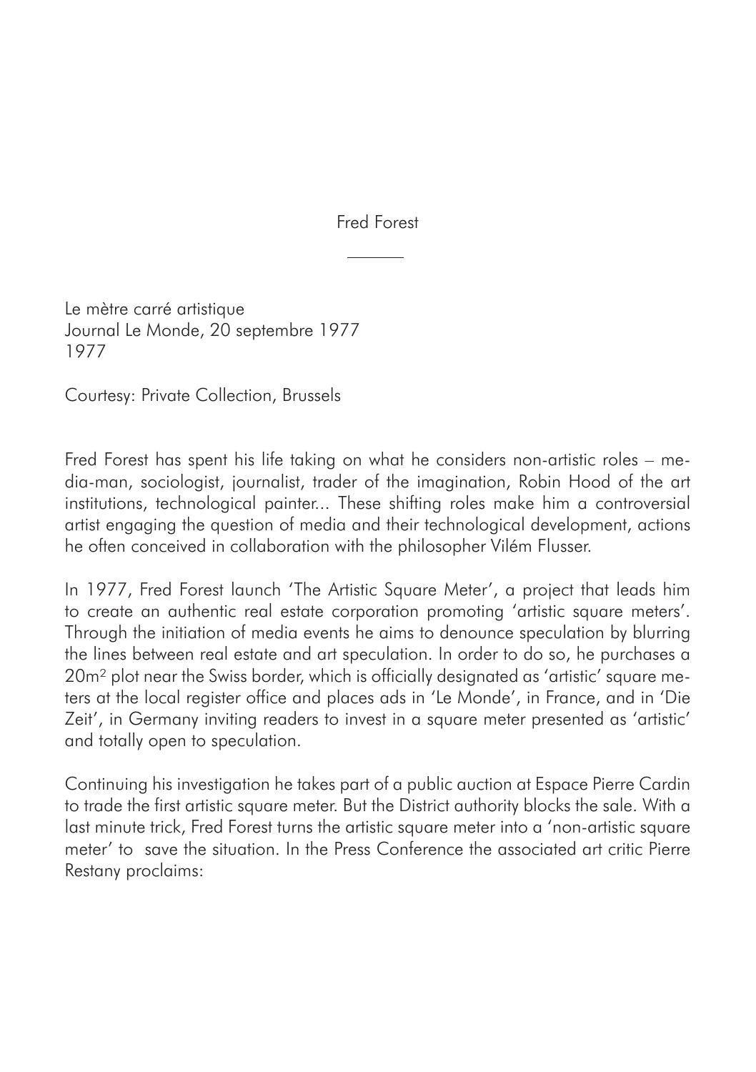Fred Forest

---

Le mètre carré artistique
Journal Le Monde, 20 septembre 1977
1977

Courtesy: Private Collection, Brussels

Fred Forest has spent his life taking on what he considers non-artistic roles – media-man, sociologist, journalist, trader of the imagination, Robin Hood of the art institutions, technological painter... These shifting roles make him a controversial artist engaging the question of media and their technological development, actions he often conceived in collaboration with the philosopher Vilém Flusser.

In 1977, Fred Forest launch 'The Artistic Square Meter', a project that leads him to create an authentic real estate corporation promoting 'artistic square meters'. Through the initiation of media events he aims to denounce speculation by blurring the lines between real estate and art speculation. In order to do so, he purchases a 20m$^2$ plot near the Swiss border, which is officially designated as 'artistic' square meters at the local register office and places ads in 'Le Monde', in France, and in 'Die Zeit', in Germany inviting readers to invest in a square meter presented as 'artistic' and totally open to speculation.

Continuing his investigation he takes part of a public auction at Espace Pierre Cardin to trade the first artistic square meter. But the District authority blocks the sale. With a last minute trick, Fred Forest turns the artistic square meter into a 'non-artistic square meter' to save the situation. In the Press Conference the associated art critic Pierre Restany proclaims: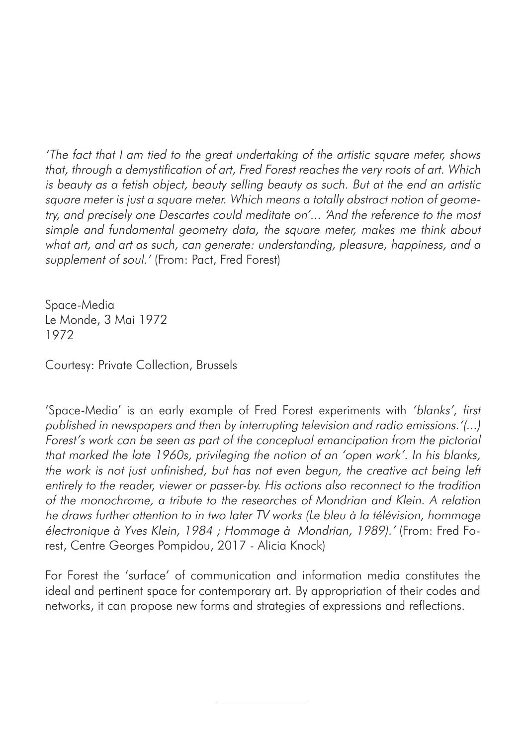*'The fact that I am tied to the great undertaking of the artistic square meter, shows that, through a demystification of art, Fred Forest reaches the very roots of art. Which is beauty as a fetish object, beauty selling beauty as such. But at the end an artistic square meter is just a square meter. Which means a totally abstract notion of geometry, and precisely one Descartes could meditate on'... 'And the reference to the most simple and fundamental geometry data, the square meter, makes me think about what art, and art as such, can generate: understanding, pleasure, happiness, and a supplement of soul.'* (From: Pact, Fred Forest)

Space-Media  
Le Monde, 3 Mai 1972  
1972

Courtesy: Private Collection, Brussels

'Space-Media' is an early example of Fred Forest experiments with *'blanks', first published in newspapers and then by interrupting television and radio emissions.'(...) Forest's work can be seen as part of the conceptual emancipation from the pictorial that marked the late 1960s, privileging the notion of an 'open work'. In his blanks, the work is not just unfinished, but has not even begun, the creative act being left entirely to the reader, viewer or passer-by. His actions also reconnect to the tradition of the monochrome, a tribute to the researches of Mondrian and Klein. A relation he draws further attention to in two later TV works (Le bleu à la télévision, hommage électronique à Yves Klein, 1984 ; Hommage à Mondrian, 1989).'* (From: Fred Forest, Centre Georges Pompidou, 2017 - Alicia Knock)

For Forest the 'surface' of communication and information media constitutes the ideal and pertinent space for contemporary art. By appropriation of their codes and networks, it can propose new forms and strategies of expressions and reflections.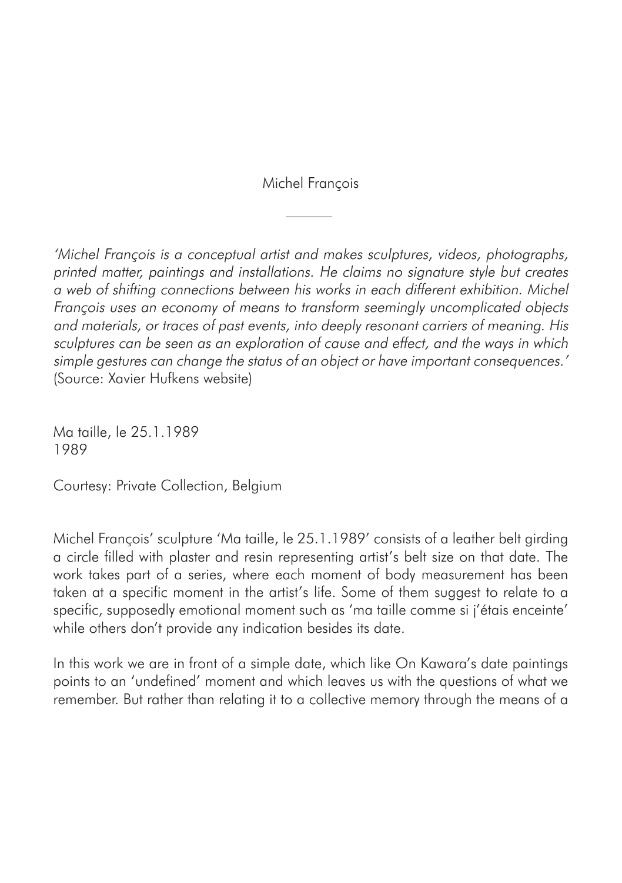# Michel François

---

*'Michel François is a conceptual artist and makes sculptures, videos, photographs, printed matter, paintings and installations. He claims no signature style but creates a web of shifting connections between his works in each different exhibition. Michel François uses an economy of means to transform seemingly uncomplicated objects and materials, or traces of past events, into deeply resonant carriers of meaning. His sculptures can be seen as an exploration of cause and effect, and the ways in which simple gestures can change the status of an object or have important consequences.'* (Source: Xavier Hufkens website)

Ma taille, le 25.1.1989
1989

Courtesy: Private Collection, Belgium

Michel François' sculpture 'Ma taille, le 25.1.1989' consists of a leather belt girding a circle filled with plaster and resin representing artist's belt size on that date. The work takes part of a series, where each moment of body measurement has been taken at a specific moment in the artist's life. Some of them suggest to relate to a specific, supposedly emotional moment such as 'ma taille comme si j'étais enceinte' while others don't provide any indication besides its date.

In this work we are in front of a simple date, which like On Kawara's date paintings points to an 'undefined' moment and which leaves us with the questions of what we remember. But rather than relating it to a collective memory through the means of a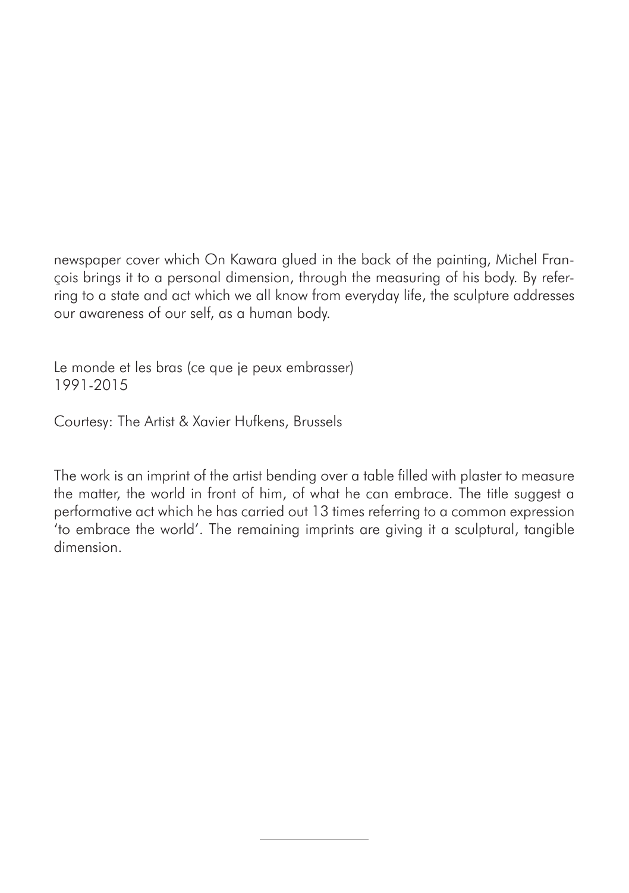newspaper cover which On Kawara glued in the back of the painting, Michel François brings it to a personal dimension, through the measuring of his body. By referring to a state and act which we all know from everyday life, the sculpture addresses our awareness of our self, as a human body.

Le monde et les bras (ce que je peux embrasser)
1991-2015

Courtesy: The Artist & Xavier Hufkens, Brussels

The work is an imprint of the artist bending over a table filled with plaster to measure the matter, the world in front of him, of what he can embrace. The title suggest a performative act which he has carried out 13 times referring to a common expression 'to embrace the world'. The remaining imprints are giving it a sculptural, tangible dimension.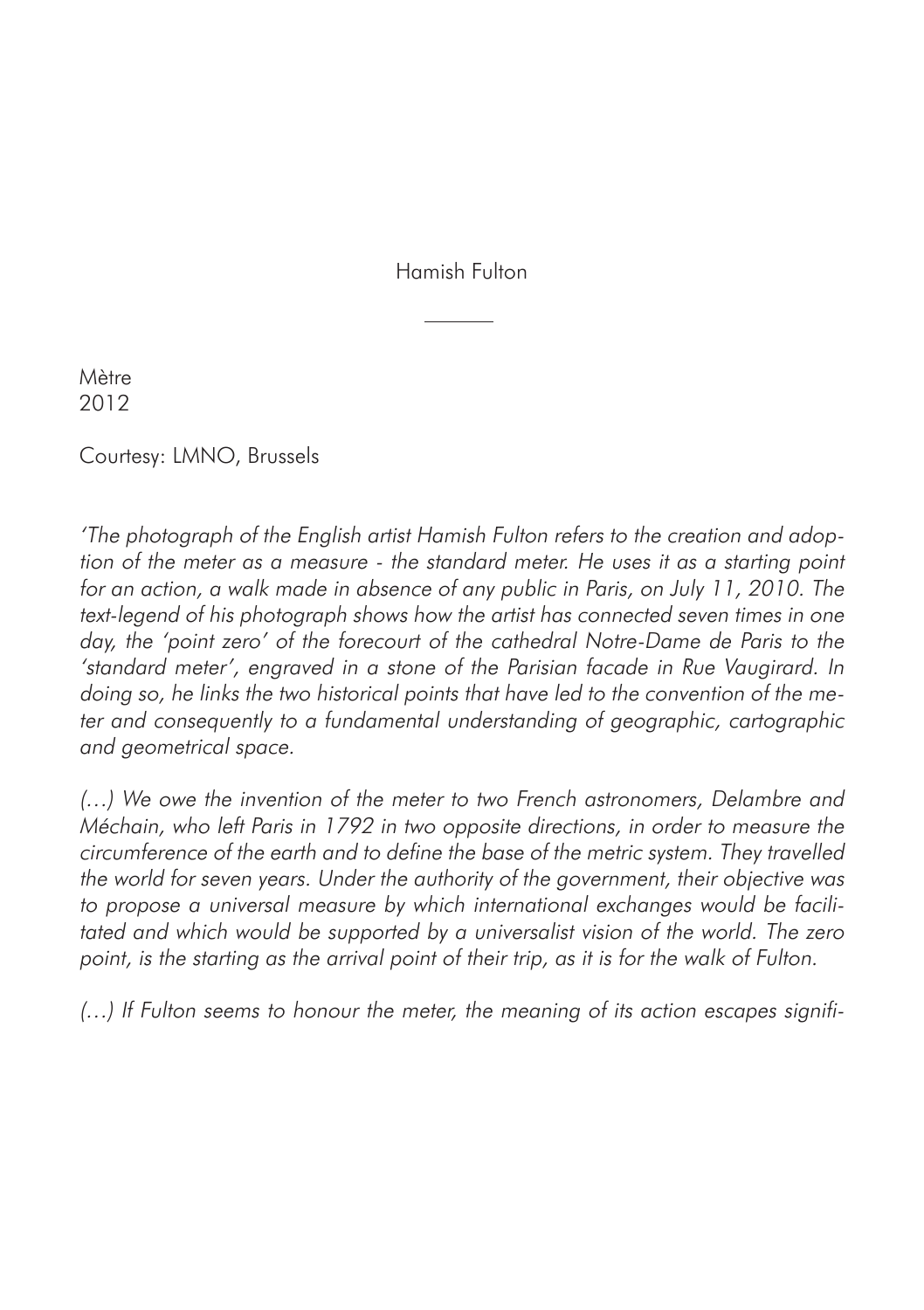Hamish Fulton

---

Mètre
2012

Courtesy: LMNO, Brussels

*'The photograph of the English artist Hamish Fulton refers to the creation and adoption of the meter as a measure - the standard meter. He uses it as a starting point for an action, a walk made in absence of any public in Paris, on July 11, 2010. The text-legend of his photograph shows how the artist has connected seven times in one day, the 'point zero' of the forecourt of the cathedral Notre-Dame de Paris to the 'standard meter', engraved in a stone of the Parisian facade in Rue Vaugirard. In doing so, he links the two historical points that have led to the convention of the meter and consequently to a fundamental understanding of geographic, cartographic and geometrical space.*

*(…) We owe the invention of the meter to two French astronomers, Delambre and Méchain, who left Paris in 1792 in two opposite directions, in order to measure the circumference of the earth and to define the base of the metric system. They travelled the world for seven years. Under the authority of the government, their objective was to propose a universal measure by which international exchanges would be facilitated and which would be supported by a universalist vision of the world. The zero point, is the starting as the arrival point of their trip, as it is for the walk of Fulton.*

*(…) If Fulton seems to honour the meter, the meaning of its action escapes signifi-*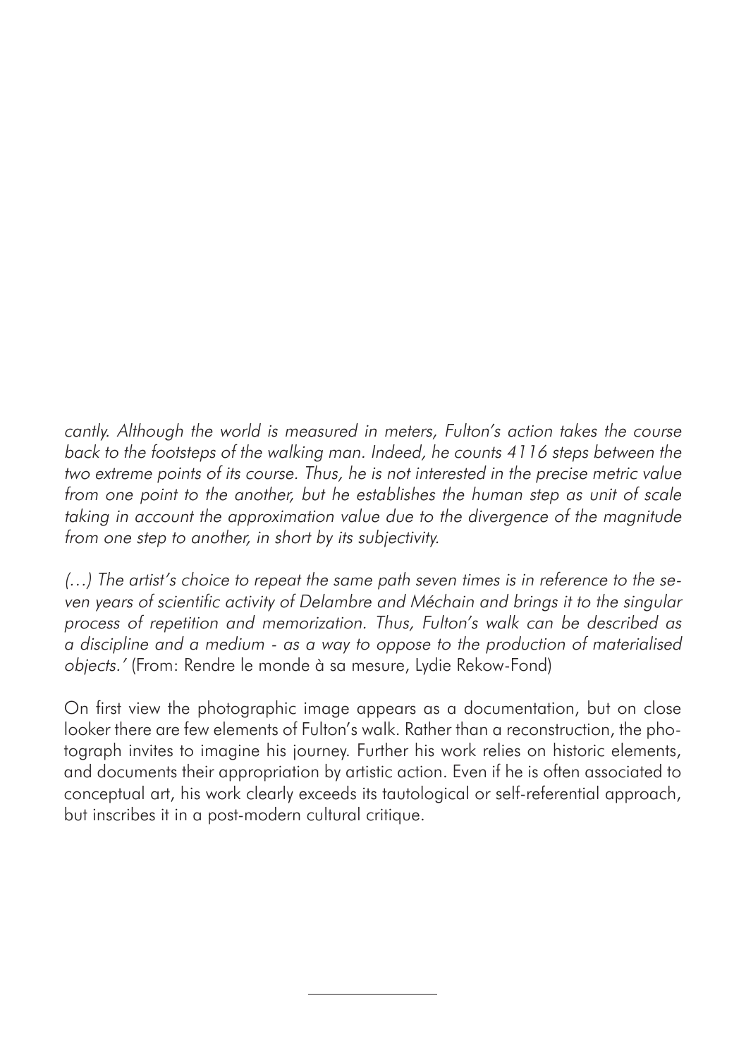*cantly. Although the world is measured in meters, Fulton's action takes the course back to the footsteps of the walking man. Indeed, he counts 4116 steps between the two extreme points of its course. Thus, he is not interested in the precise metric value from one point to the another, but he establishes the human step as unit of scale taking in account the approximation value due to the divergence of the magnitude from one step to another, in short by its subjectivity.*

*(…) The artist's choice to repeat the same path seven times is in reference to the seven years of scientific activity of Delambre and Méchain and brings it to the singular process of repetition and memorization. Thus, Fulton's walk can be described as a discipline and a medium - as a way to oppose to the production of materialised objects.'* (From: Rendre le monde à sa mesure, Lydie Rekow-Fond)

On first view the photographic image appears as a documentation, but on close looker there are few elements of Fulton's walk. Rather than a reconstruction, the photograph invites to imagine his journey. Further his work relies on historic elements, and documents their appropriation by artistic action. Even if he is often associated to conceptual art, his work clearly exceeds its tautological or self-referential approach, but inscribes it in a post-modern cultural critique.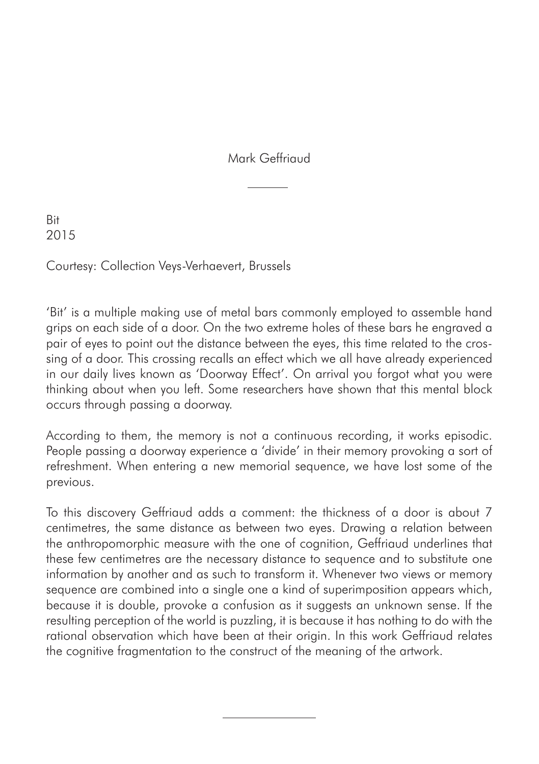# Mark Geffriaud

---

Bit
2015

Courtesy: Collection Veys-Verhaevert, Brussels

'Bit' is a multiple making use of metal bars commonly employed to assemble hand grips on each side of a door. On the two extreme holes of these bars he engraved a pair of eyes to point out the distance between the eyes, this time related to the crossing of a door. This crossing recalls an effect which we all have already experienced in our daily lives known as 'Doorway Effect'. On arrival you forgot what you were thinking about when you left. Some researchers have shown that this mental block occurs through passing a doorway.

According to them, the memory is not a continuous recording, it works episodic. People passing a doorway experience a 'divide' in their memory provoking a sort of refreshment. When entering a new memorial sequence, we have lost some of the previous.

To this discovery Geffriaud adds a comment: the thickness of a door is about 7 centimetres, the same distance as between two eyes. Drawing a relation between the anthropomorphic measure with the one of cognition, Geffriaud underlines that these few centimetres are the necessary distance to sequence and to substitute one information by another and as such to transform it. Whenever two views or memory sequence are combined into a single one a kind of superimposition appears which, because it is double, provoke a confusion as it suggests an unknown sense. If the resulting perception of the world is puzzling, it is because it has nothing to do with the rational observation which have been at their origin. In this work Geffriaud relates the cognitive fragmentation to the construct of the meaning of the artwork.

---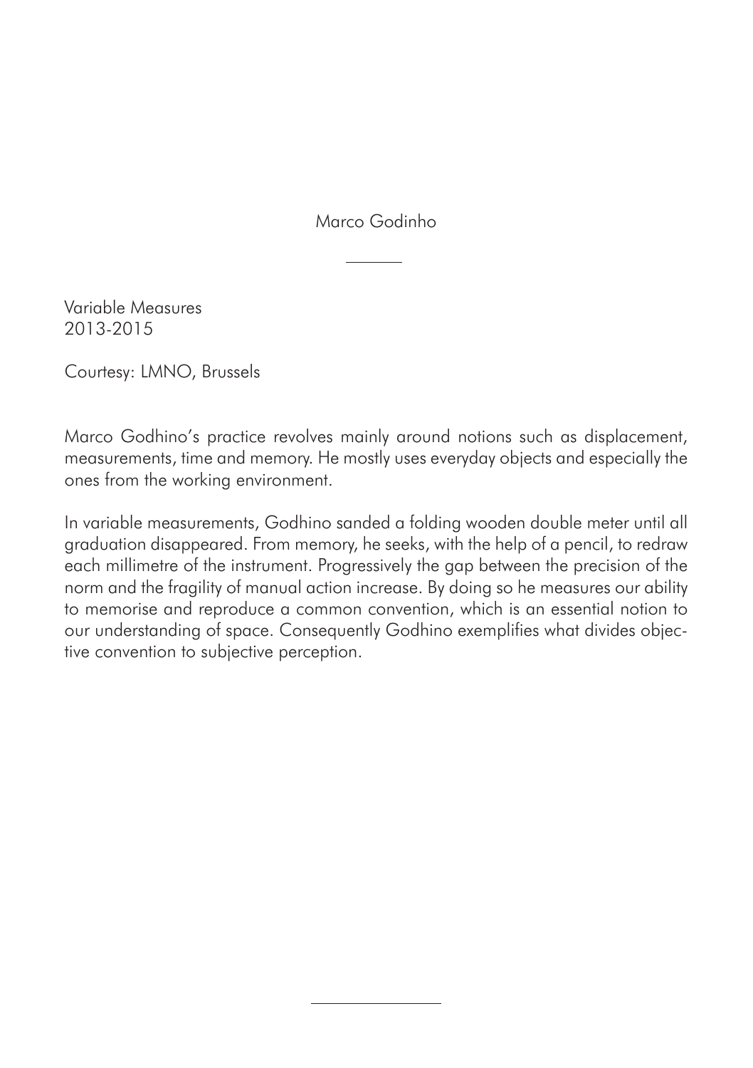# Marco Godinho

Variable Measures
2013-2015

Courtesy: LMNO, Brussels

Marco Godhino's practice revolves mainly around notions such as displacement, measurements, time and memory. He mostly uses everyday objects and especially the ones from the working environment.

In variable measurements, Godhino sanded a folding wooden double meter until all graduation disappeared. From memory, he seeks, with the help of a pencil, to redraw each millimetre of the instrument. Progressively the gap between the precision of the norm and the fragility of manual action increase. By doing so he measures our ability to memorise and reproduce a common convention, which is an essential notion to our understanding of space. Consequently Godhino exemplifies what divides objective convention to subjective perception.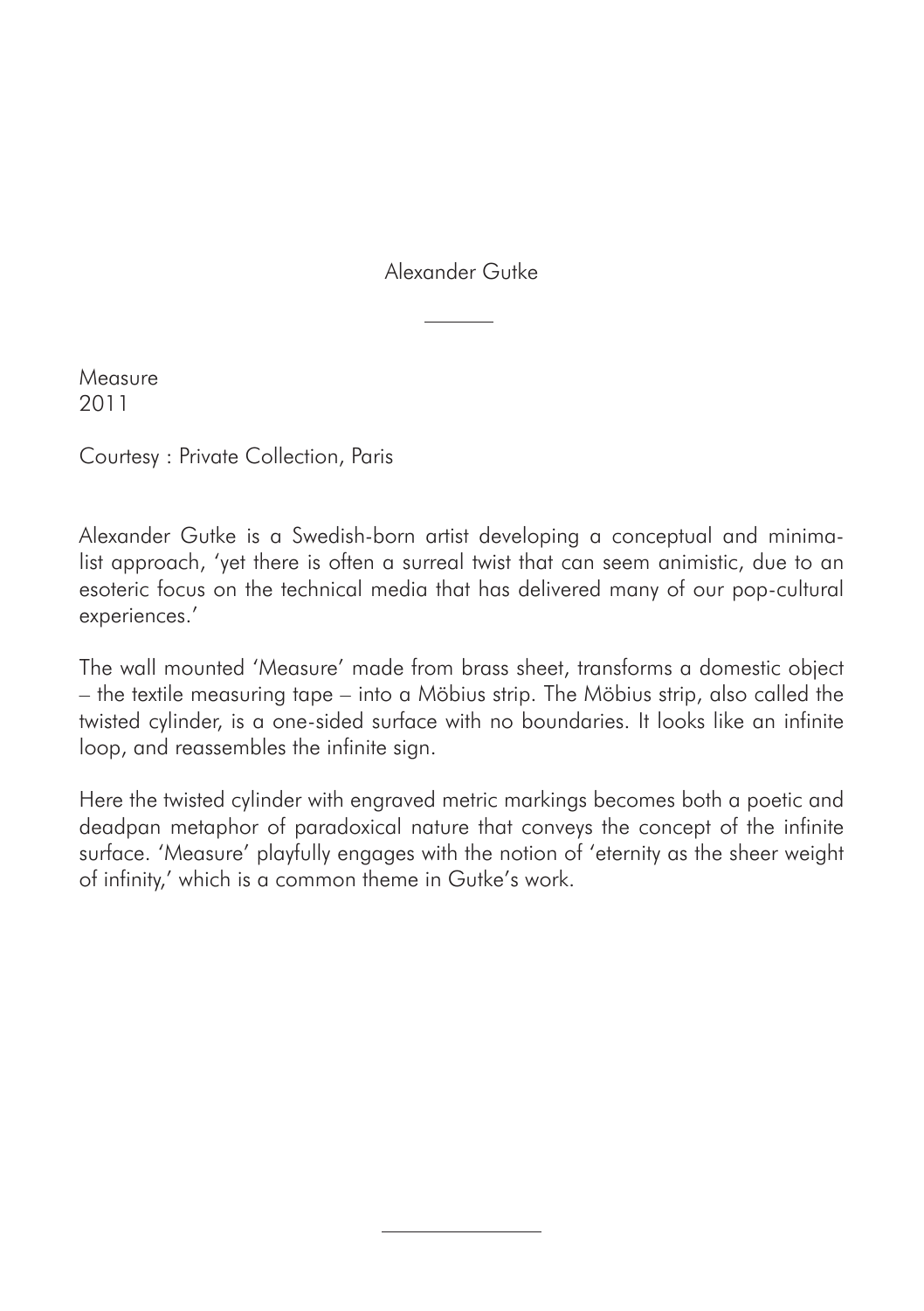Alexander Gutke

---

Measure
2011

Courtesy : Private Collection, Paris

Alexander Gutke is a Swedish-born artist developing a conceptual and minimalist approach, 'yet there is often a surreal twist that can seem animistic, due to an esoteric focus on the technical media that has delivered many of our pop-cultural experiences.'

The wall mounted 'Measure' made from brass sheet, transforms a domestic object – the textile measuring tape – into a Möbius strip. The Möbius strip, also called the twisted cylinder, is a one-sided surface with no boundaries. It looks like an infinite loop, and reassembles the infinite sign.

Here the twisted cylinder with engraved metric markings becomes both a poetic and deadpan metaphor of paradoxical nature that conveys the concept of the infinite surface. 'Measure' playfully engages with the notion of 'eternity as the sheer weight of infinity,' which is a common theme in Gutke's work.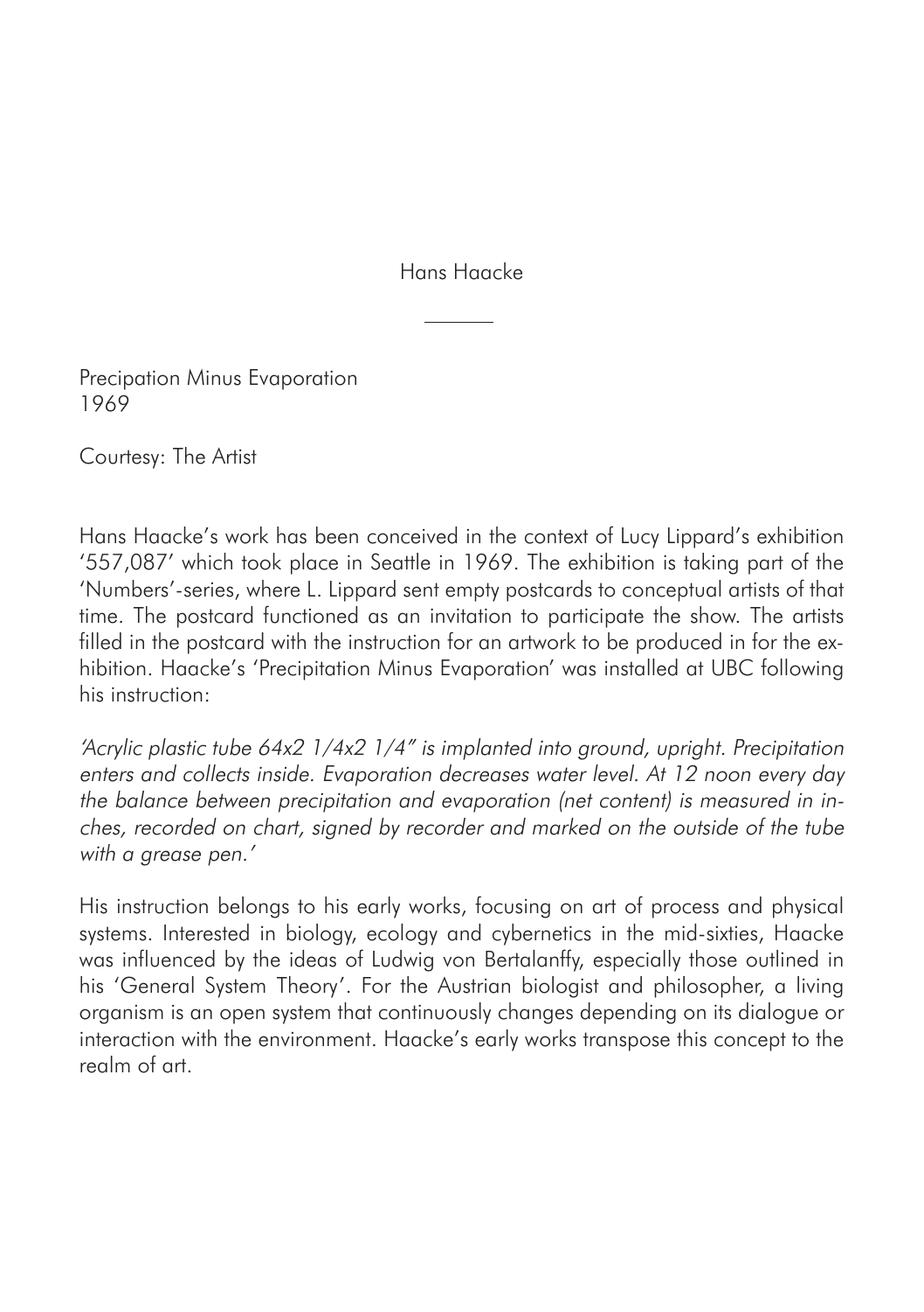# Hans Haacke

---

Precipation Minus Evaporation
1969

Courtesy: The Artist

Hans Haacke's work has been conceived in the context of Lucy Lippard's exhibition '557,087' which took place in Seattle in 1969. The exhibition is taking part of the 'Numbers'-series, where L. Lippard sent empty postcards to conceptual artists of that time. The postcard functioned as an invitation to participate the show. The artists filled in the postcard with the instruction for an artwork to be produced in for the exhibition. Haacke's 'Precipitation Minus Evaporation' was installed at UBC following his instruction:

*'Acrylic plastic tube 64x2 1/4x2 1/4" is implanted into ground, upright. Precipitation enters and collects inside. Evaporation decreases water level. At 12 noon every day the balance between precipitation and evaporation (net content) is measured in inches, recorded on chart, signed by recorder and marked on the outside of the tube with a grease pen.'*

His instruction belongs to his early works, focusing on art of process and physical systems. Interested in biology, ecology and cybernetics in the mid-sixties, Haacke was influenced by the ideas of Ludwig von Bertalanffy, especially those outlined in his 'General System Theory'. For the Austrian biologist and philosopher, a living organism is an open system that continuously changes depending on its dialogue or interaction with the environment. Haacke's early works transpose this concept to the realm of art.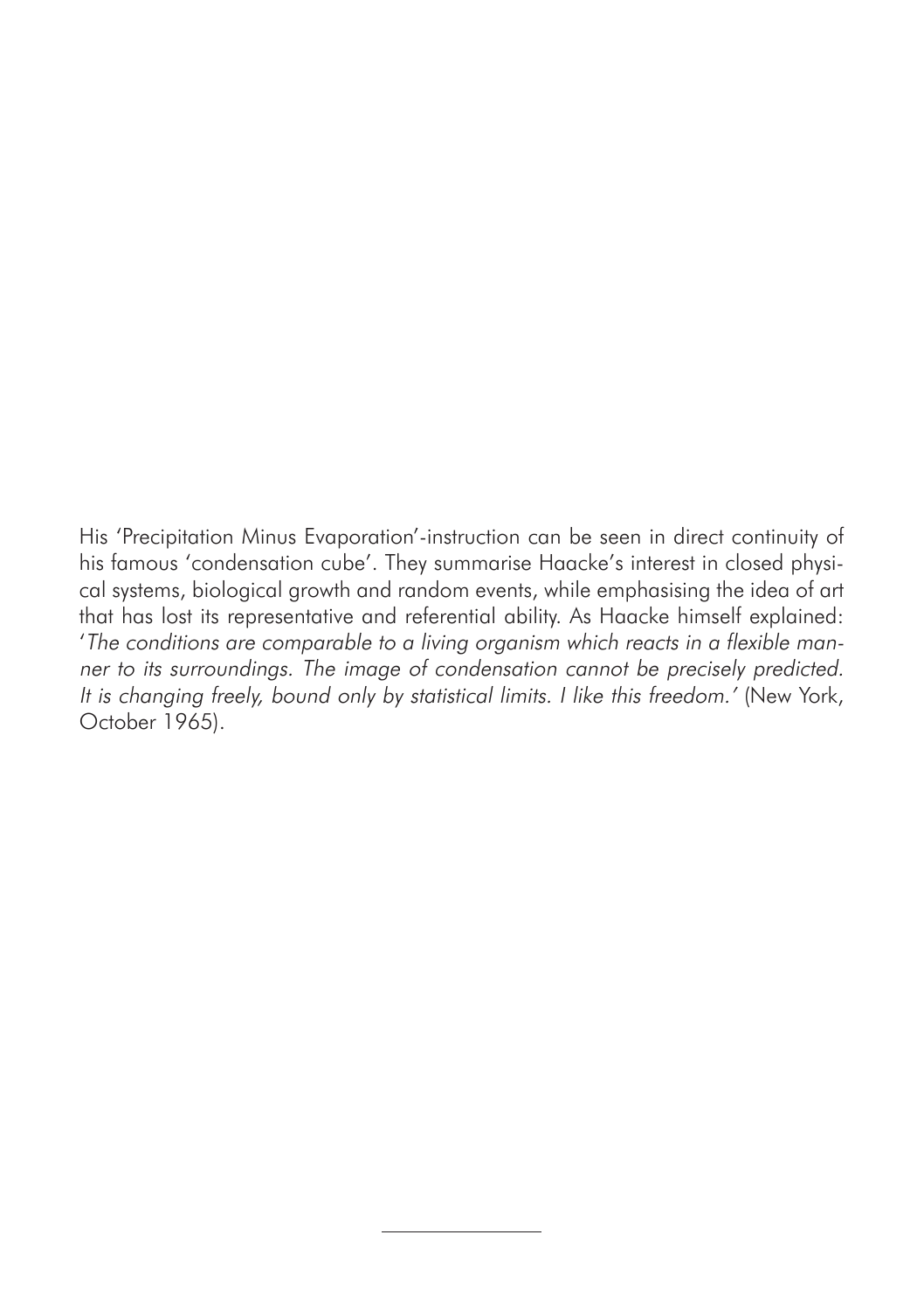His ‘Precipitation Minus Evaporation’-instruction can be seen in direct continuity of his famous ‘condensation cube’. They summarise Haacke’s interest in closed physical systems, biological growth and random events, while emphasising the idea of art that has lost its representative and referential ability. As Haacke himself explained: ‘*The conditions are comparable to a living organism which reacts in a flexible manner to its surroundings. The image of condensation cannot be precisely predicted. It is changing freely, bound only by statistical limits. I like this freedom.’* (New York, October 1965).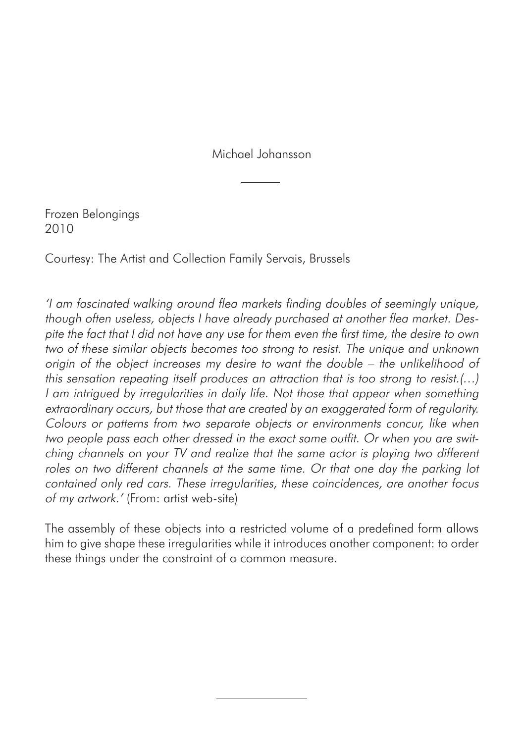Michael Johansson

Frozen Belongings
2010

Courtesy: The Artist and Collection Family Servais, Brussels

*'I am fascinated walking around flea markets finding doubles of seemingly unique, though often useless, objects I have already purchased at another flea market. Despite the fact that I did not have any use for them even the first time, the desire to own two of these similar objects becomes too strong to resist. The unique and unknown origin of the object increases my desire to want the double – the unlikelihood of this sensation repeating itself produces an attraction that is too strong to resist.(…) I am intrigued by irregularities in daily life. Not those that appear when something extraordinary occurs, but those that are created by an exaggerated form of regularity. Colours or patterns from two separate objects or environments concur, like when two people pass each other dressed in the exact same outfit. Or when you are switching channels on your TV and realize that the same actor is playing two different roles on two different channels at the same time. Or that one day the parking lot contained only red cars. These irregularities, these coincidences, are another focus of my artwork.'* (From: artist web-site)

The assembly of these objects into a restricted volume of a predefined form allows him to give shape these irregularities while it introduces another component: to order these things under the constraint of a common measure.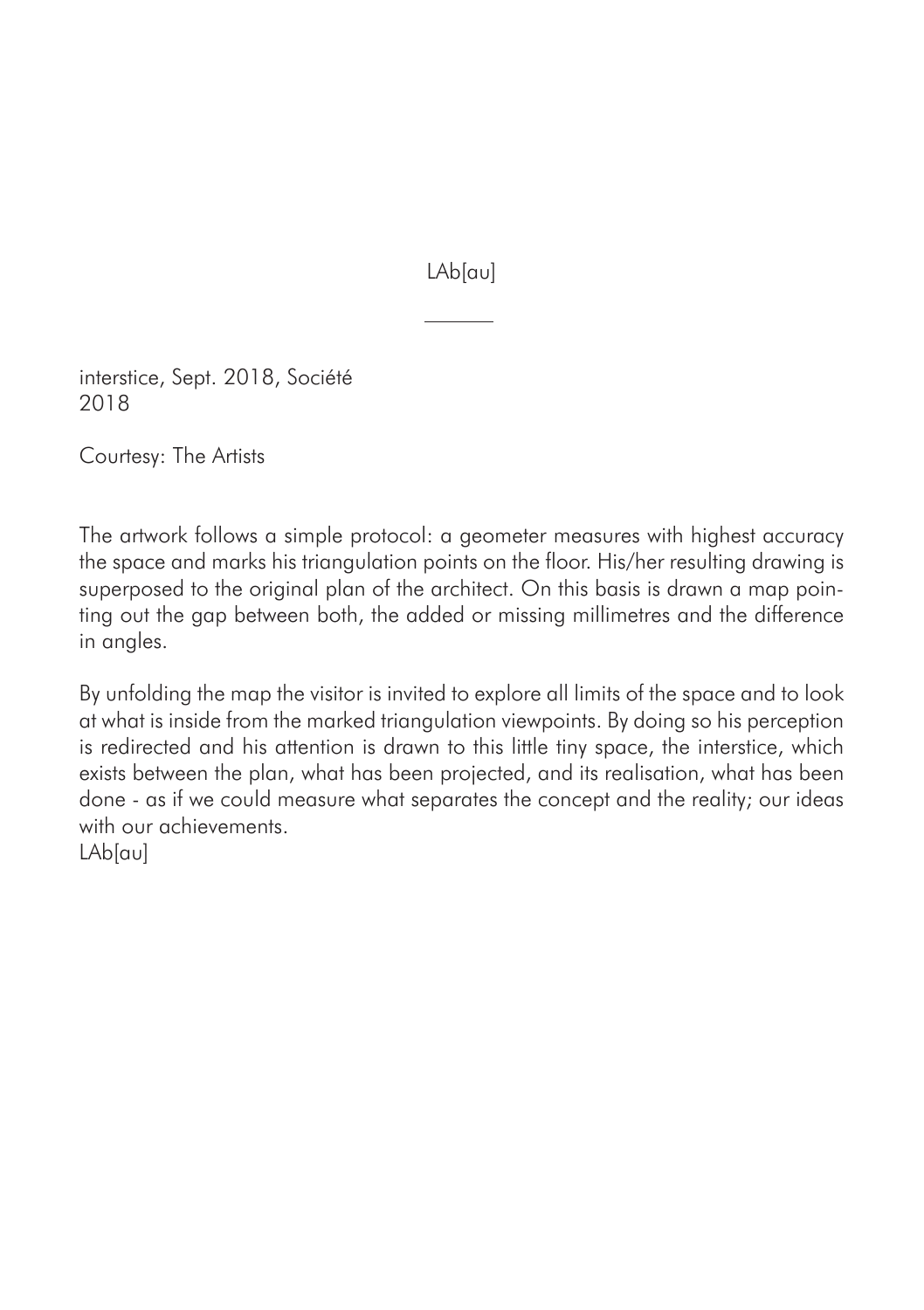LAb[au]

---

interstice, Sept. 2018, Société
2018

Courtesy: The Artists

The artwork follows a simple protocol: a geometer measures with highest accuracy the space and marks his triangulation points on the floor. His/her resulting drawing is superposed to the original plan of the architect. On this basis is drawn a map pointing out the gap between both, the added or missing millimetres and the difference in angles.

By unfolding the map the visitor is invited to explore all limits of the space and to look at what is inside from the marked triangulation viewpoints. By doing so his perception is redirected and his attention is drawn to this little tiny space, the interstice, which exists between the plan, what has been projected, and its realisation, what has been done - as if we could measure what separates the concept and the reality; our ideas with our achievements.
LAb[au]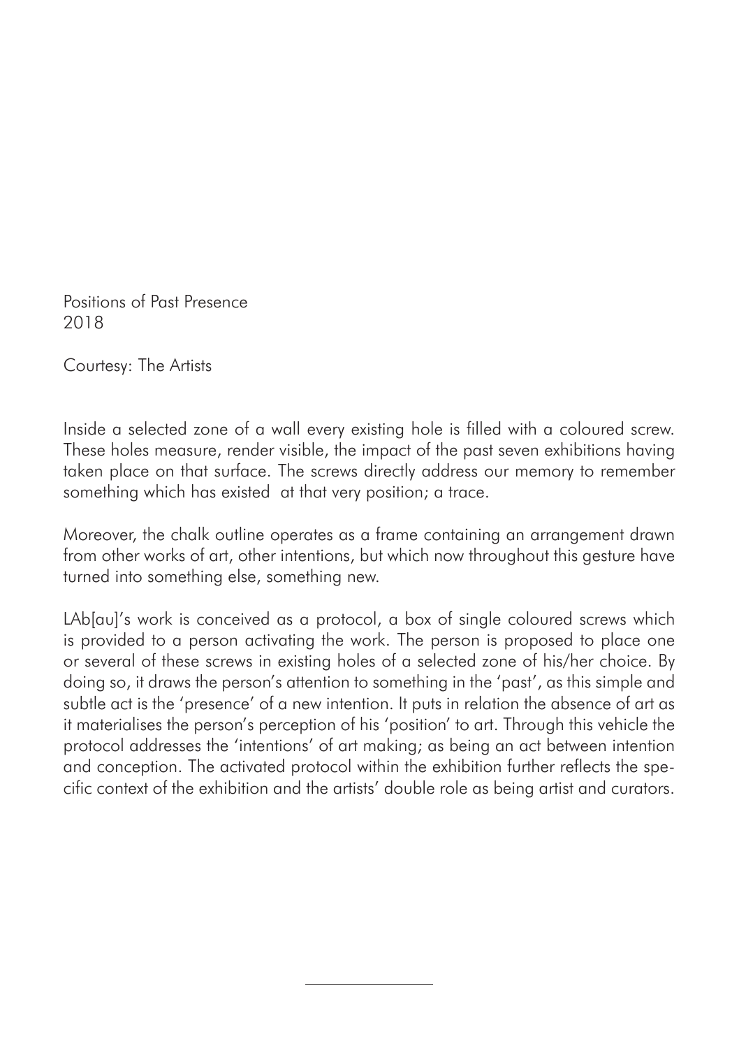Positions of Past Presence
2018

Courtesy: The Artists

Inside a selected zone of a wall every existing hole is filled with a coloured screw. These holes measure, render visible, the impact of the past seven exhibitions having taken place on that surface. The screws directly address our memory to remember something which has existed at that very position; a trace.

Moreover, the chalk outline operates as a frame containing an arrangement drawn from other works of art, other intentions, but which now throughout this gesture have turned into something else, something new.

LAb[au]'s work is conceived as a protocol, a box of single coloured screws which is provided to a person activating the work. The person is proposed to place one or several of these screws in existing holes of a selected zone of his/her choice. By doing so, it draws the person's attention to something in the 'past', as this simple and subtle act is the 'presence' of a new intention. It puts in relation the absence of art as it materialises the person's perception of his 'position' to art. Through this vehicle the protocol addresses the 'intentions' of art making; as being an act between intention and conception. The activated protocol within the exhibition further reflects the specific context of the exhibition and the artists' double role as being artist and curators.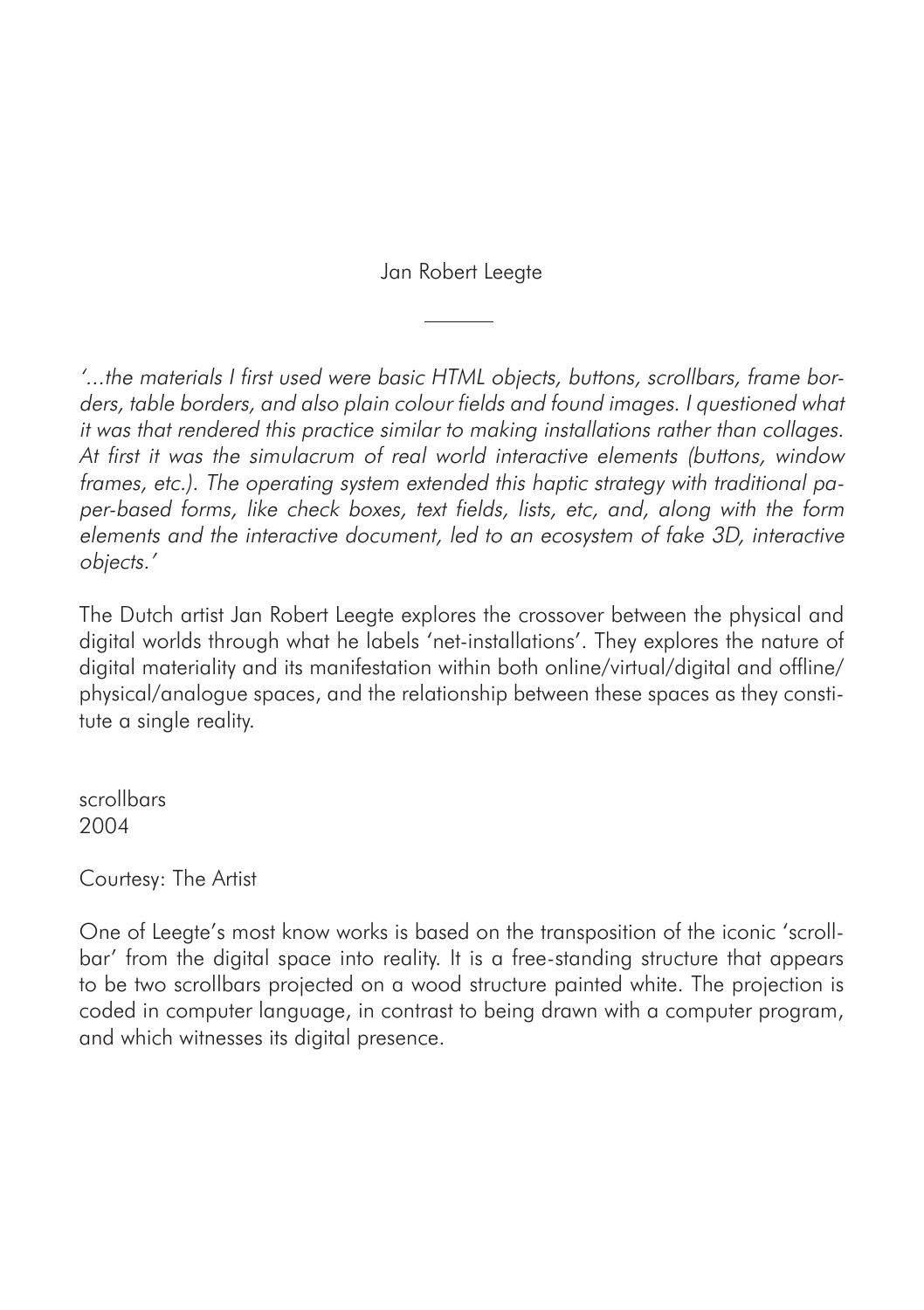Jan Robert Leegte

---

*'...the materials I first used were basic HTML objects, buttons, scrollbars, frame borders, table borders, and also plain colour fields and found images. I questioned what it was that rendered this practice similar to making installations rather than collages. At first it was the simulacrum of real world interactive elements (buttons, window frames, etc.). The operating system extended this haptic strategy with traditional paper-based forms, like check boxes, text fields, lists, etc, and, along with the form elements and the interactive document, led to an ecosystem of fake 3D, interactive objects.'*

The Dutch artist Jan Robert Leegte explores the crossover between the physical and digital worlds through what he labels 'net-installations'. They explores the nature of digital materiality and its manifestation within both online/virtual/digital and offline/physical/analogue spaces, and the relationship between these spaces as they constitute a single reality.

scrollbars
2004

Courtesy: The Artist

One of Leegte's most know works is based on the transposition of the iconic 'scrollbar' from the digital space into reality. It is a free-standing structure that appears to be two scrollbars projected on a wood structure painted white. The projection is coded in computer language, in contrast to being drawn with a computer program, and which witnesses its digital presence.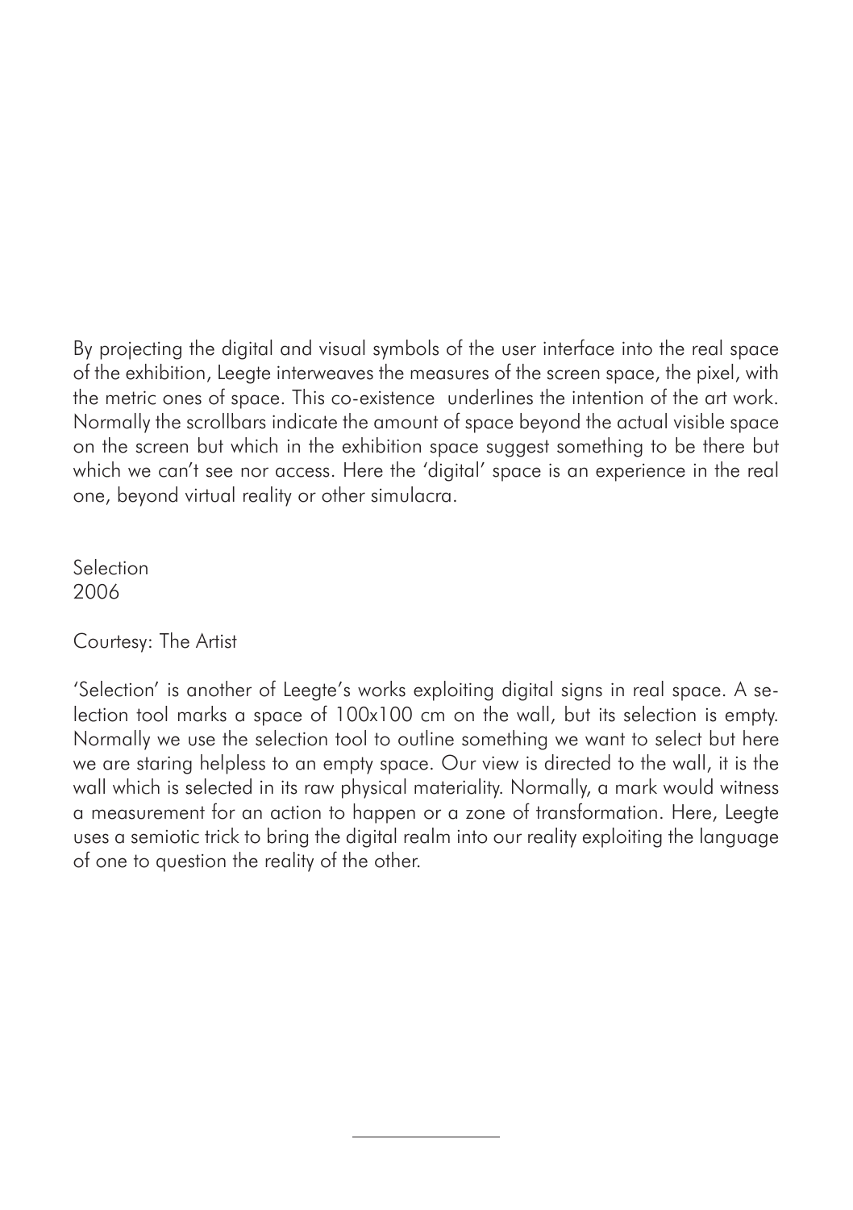By projecting the digital and visual symbols of the user interface into the real space of the exhibition, Leegte interweaves the measures of the screen space, the pixel, with the metric ones of space. This co-existence  underlines the intention of the art work. Normally the scrollbars indicate the amount of space beyond the actual visible space on the screen but which in the exhibition space suggest something to be there but which we can't see nor access. Here the 'digital' space is an experience in the real one, beyond virtual reality or other simulacra.

Selection  
2006

Courtesy: The Artist

'Selection' is another of Leegte's works exploiting digital signs in real space. A selection tool marks a space of 100x100 cm on the wall, but its selection is empty. Normally we use the selection tool to outline something we want to select but here we are staring helpless to an empty space. Our view is directed to the wall, it is the wall which is selected in its raw physical materiality. Normally, a mark would witness a measurement for an action to happen or a zone of transformation. Here, Leegte uses a semiotic trick to bring the digital realm into our reality exploiting the language of one to question the reality of the other.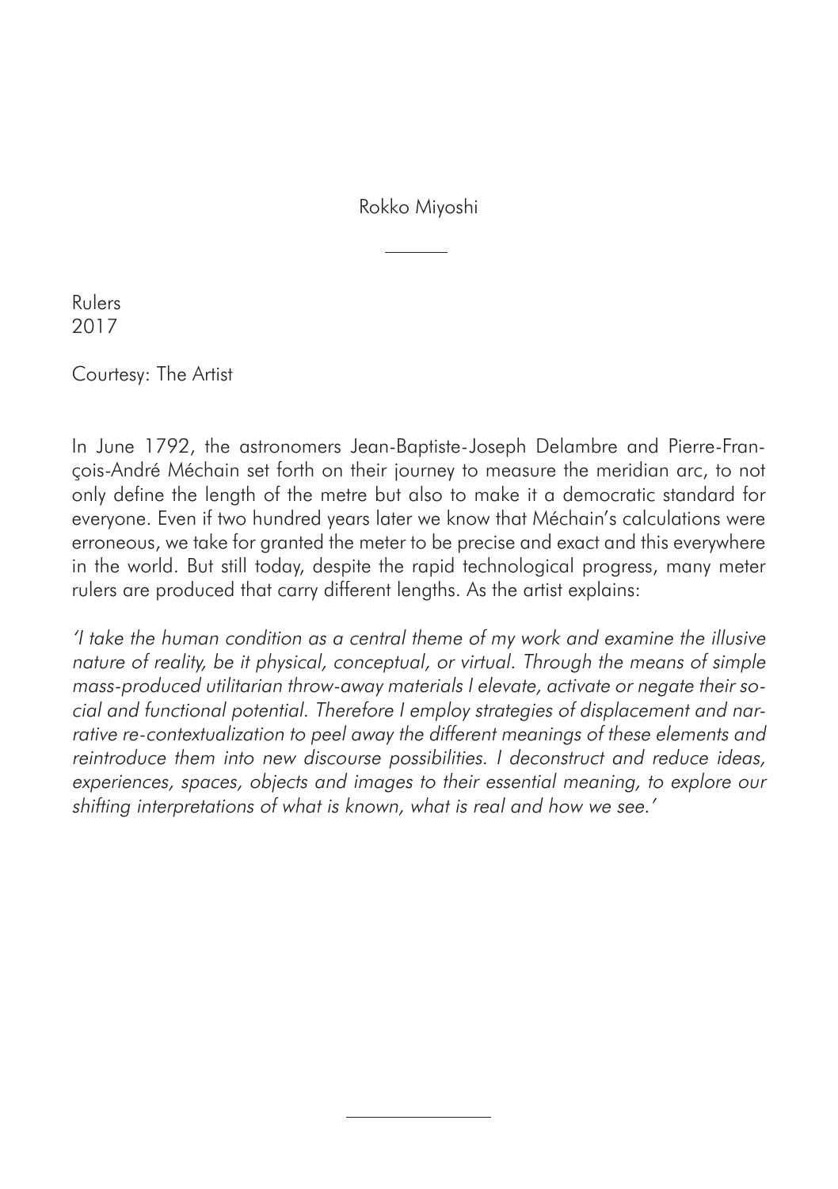Rokko Miyoshi

Rulers
2017

Courtesy: The Artist

In June 1792, the astronomers Jean-Baptiste-Joseph Delambre and Pierre-François-André Méchain set forth on their journey to measure the meridian arc, to not only define the length of the metre but also to make it a democratic standard for everyone. Even if two hundred years later we know that Méchain's calculations were erroneous, we take for granted the meter to be precise and exact and this everywhere in the world. But still today, despite the rapid technological progress, many meter rulers are produced that carry different lengths. As the artist explains:

*'I take the human condition as a central theme of my work and examine the illusive nature of reality, be it physical, conceptual, or virtual. Through the means of simple mass-produced utilitarian throw-away materials I elevate, activate or negate their social and functional potential. Therefore I employ strategies of displacement and narrative re-contextualization to peel away the different meanings of these elements and reintroduce them into new discourse possibilities. I deconstruct and reduce ideas, experiences, spaces, objects and images to their essential meaning, to explore our shifting interpretations of what is known, what is real and how we see.'*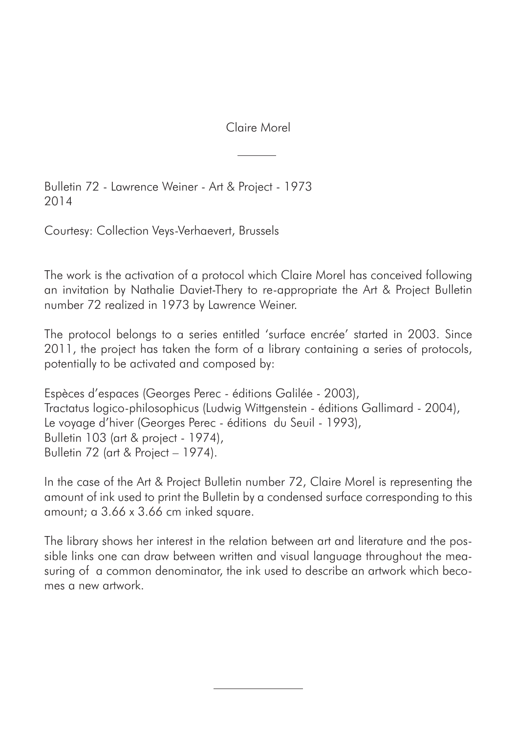Claire Morel

---

Bulletin 72 - Lawrence Weiner - Art & Project - 1973
2014

Courtesy: Collection Veys-Verhaevert, Brussels

The work is the activation of a protocol which Claire Morel has conceived following an invitation by Nathalie Daviet-Thery to re-appropriate the Art & Project Bulletin number 72 realized in 1973 by Lawrence Weiner.

The protocol belongs to a series entitled 'surface encrée' started in 2003. Since 2011, the project has taken the form of a library containing a series of protocols, potentially to be activated and composed by:

Espèces d'espaces (Georges Perec - éditions Galilée - 2003),
Tractatus logico-philosophicus (Ludwig Wittgenstein - éditions Gallimard - 2004),
Le voyage d'hiver (Georges Perec - éditions du Seuil - 1993),
Bulletin 103 (art & project - 1974),
Bulletin 72 (art & Project – 1974).

In the case of the Art & Project Bulletin number 72, Claire Morel is representing the amount of ink used to print the Bulletin by a condensed surface corresponding to this amount; a 3.66 x 3.66 cm inked square.

The library shows her interest in the relation between art and literature and the possible links one can draw between written and visual language throughout the measuring of a common denominator, the ink used to describe an artwork which becomes a new artwork.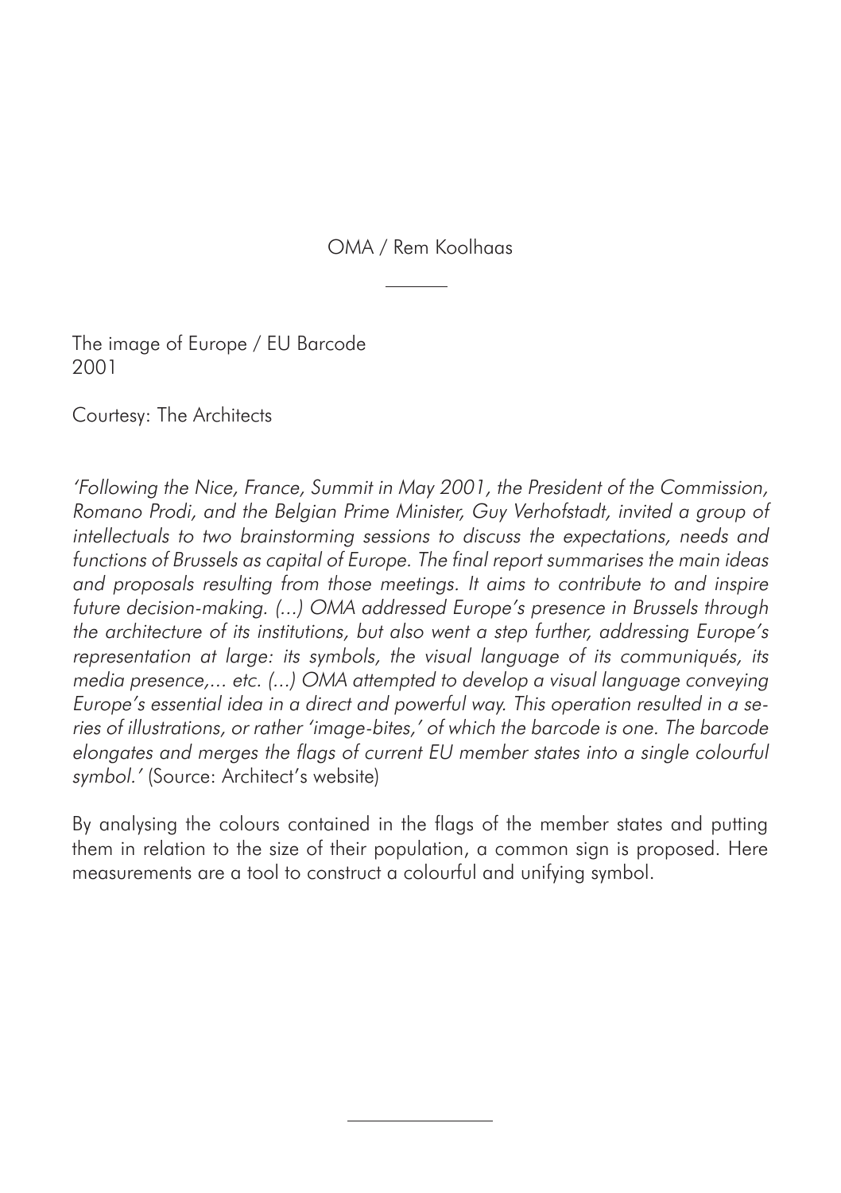OMA / Rem Koolhaas

---

The image of Europe / EU Barcode
2001

Courtesy: The Architects

*'Following the Nice, France, Summit in May 2001, the President of the Commission, Romano Prodi, and the Belgian Prime Minister, Guy Verhofstadt, invited a group of intellectuals to two brainstorming sessions to discuss the expectations, needs and functions of Brussels as capital of Europe. The final report summarises the main ideas and proposals resulting from those meetings. It aims to contribute to and inspire future decision-making. (...) OMA addressed Europe's presence in Brussels through the architecture of its institutions, but also went a step further, addressing Europe's representation at large: its symbols, the visual language of its communiqués, its media presence,... etc. (...) OMA attempted to develop a visual language conveying Europe's essential idea in a direct and powerful way. This operation resulted in a series of illustrations, or rather 'image-bites,' of which the barcode is one. The barcode elongates and merges the flags of current EU member states into a single colourful symbol.'* (Source: Architect's website)

By analysing the colours contained in the flags of the member states and putting them in relation to the size of their population, a common sign is proposed. Here measurements are a tool to construct a colourful and unifying symbol.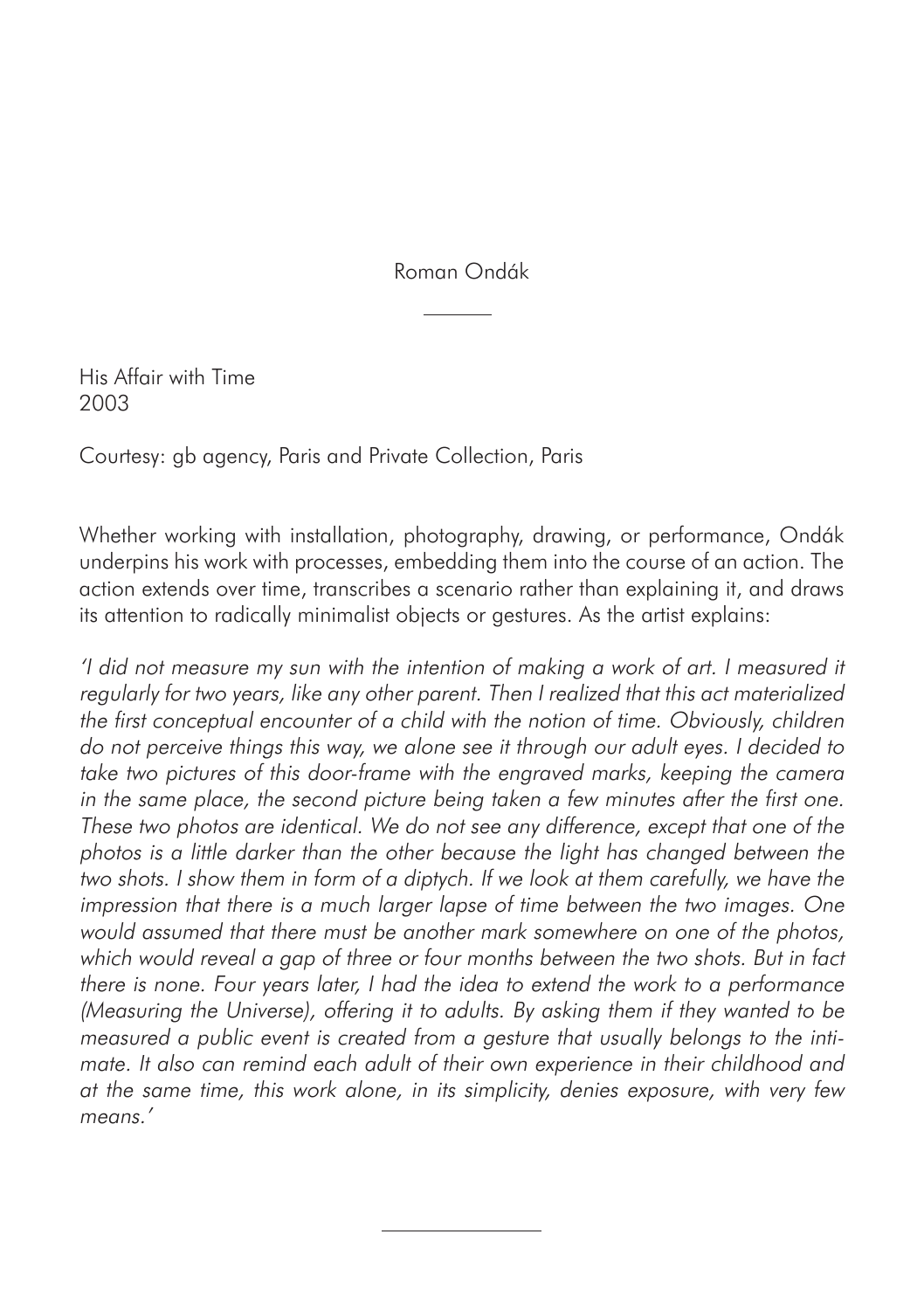Roman Ondák

His Affair with Time
2003

Courtesy: gb agency, Paris and Private Collection, Paris

Whether working with installation, photography, drawing, or performance, Ondák underpins his work with processes, embedding them into the course of an action. The action extends over time, transcribes a scenario rather than explaining it, and draws its attention to radically minimalist objects or gestures. As the artist explains:

*'I did not measure my sun with the intention of making a work of art. I measured it regularly for two years, like any other parent. Then I realized that this act materialized the first conceptual encounter of a child with the notion of time. Obviously, children do not perceive things this way, we alone see it through our adult eyes. I decided to take two pictures of this door-frame with the engraved marks, keeping the camera in the same place, the second picture being taken a few minutes after the first one. These two photos are identical. We do not see any difference, except that one of the photos is a little darker than the other because the light has changed between the two shots. I show them in form of a diptych. If we look at them carefully, we have the impression that there is a much larger lapse of time between the two images. One would assumed that there must be another mark somewhere on one of the photos, which would reveal a gap of three or four months between the two shots. But in fact there is none. Four years later, I had the idea to extend the work to a performance (Measuring the Universe), offering it to adults. By asking them if they wanted to be measured a public event is created from a gesture that usually belongs to the intimate. It also can remind each adult of their own experience in their childhood and at the same time, this work alone, in its simplicity, denies exposure, with very few means.'*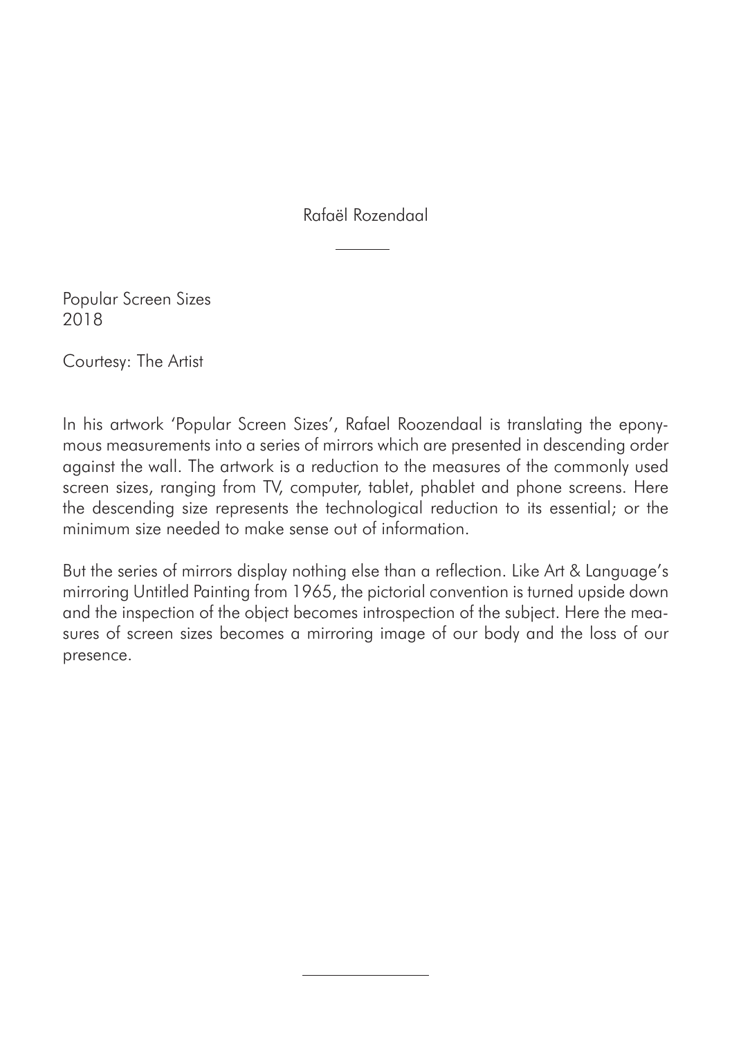Rafaël Rozendaal

Popular Screen Sizes
2018

Courtesy: The Artist

In his artwork 'Popular Screen Sizes', Rafael Roozendaal is translating the eponymous measurements into a series of mirrors which are presented in descending order against the wall. The artwork is a reduction to the measures of the commonly used screen sizes, ranging from TV, computer, tablet, phablet and phone screens. Here the descending size represents the technological reduction to its essential; or the minimum size needed to make sense out of information.

But the series of mirrors display nothing else than a reflection. Like Art & Language's mirroring Untitled Painting from 1965, the pictorial convention is turned upside down and the inspection of the object becomes introspection of the subject. Here the measures of screen sizes becomes a mirroring image of our body and the loss of our presence.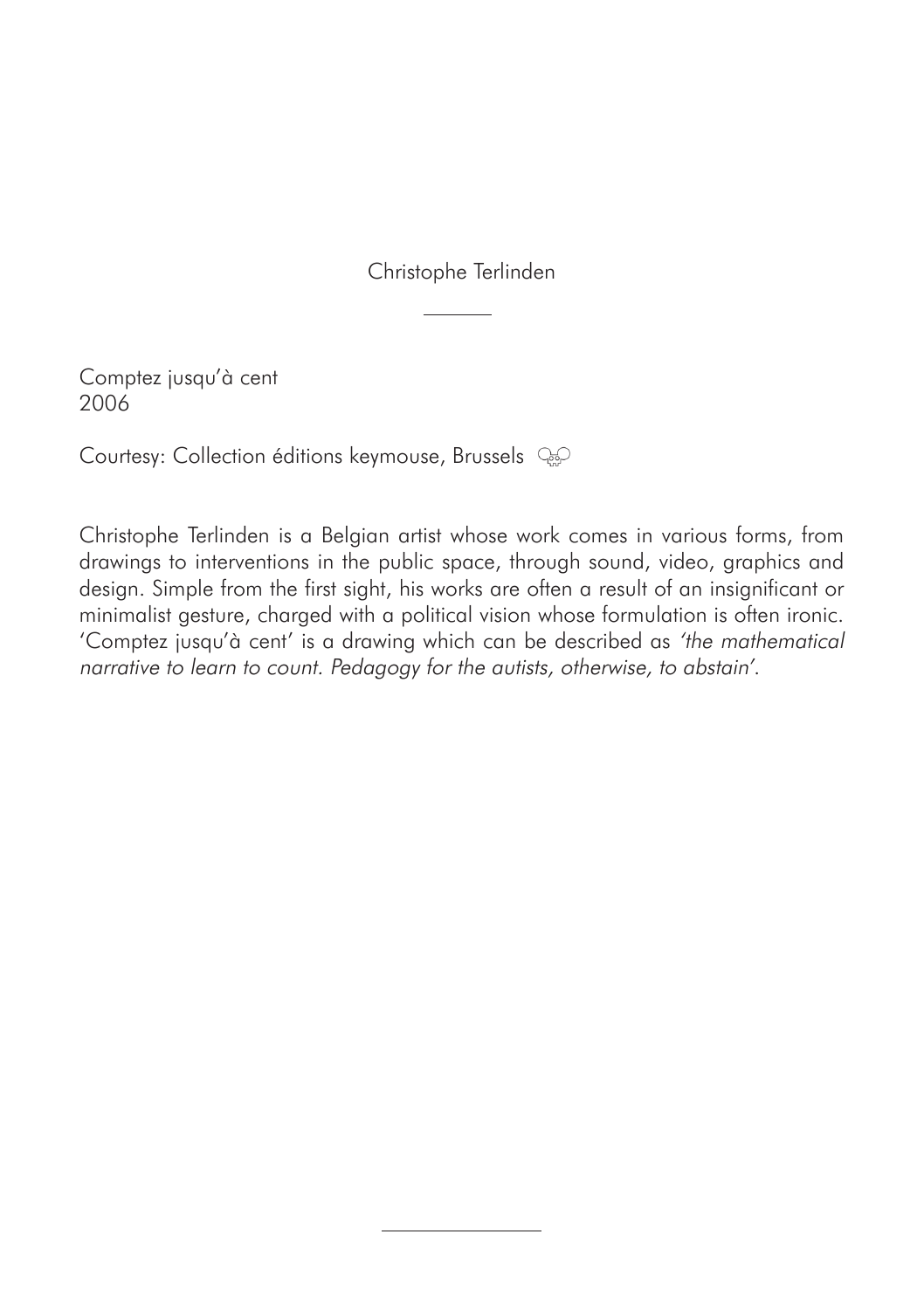Christophe Terlinden

Comptez jusqu'à cent
2006

Courtesy: Collection éditions keymouse, Brussels

Christophe Terlinden is a Belgian artist whose work comes in various forms, from drawings to interventions in the public space, through sound, video, graphics and design. Simple from the first sight, his works are often a result of an insignificant or minimalist gesture, charged with a political vision whose formulation is often ironic. 'Comptez jusqu'à cent' is a drawing which can be described as *'the mathematical narrative to learn to count. Pedagogy for the autists, otherwise, to abstain'*.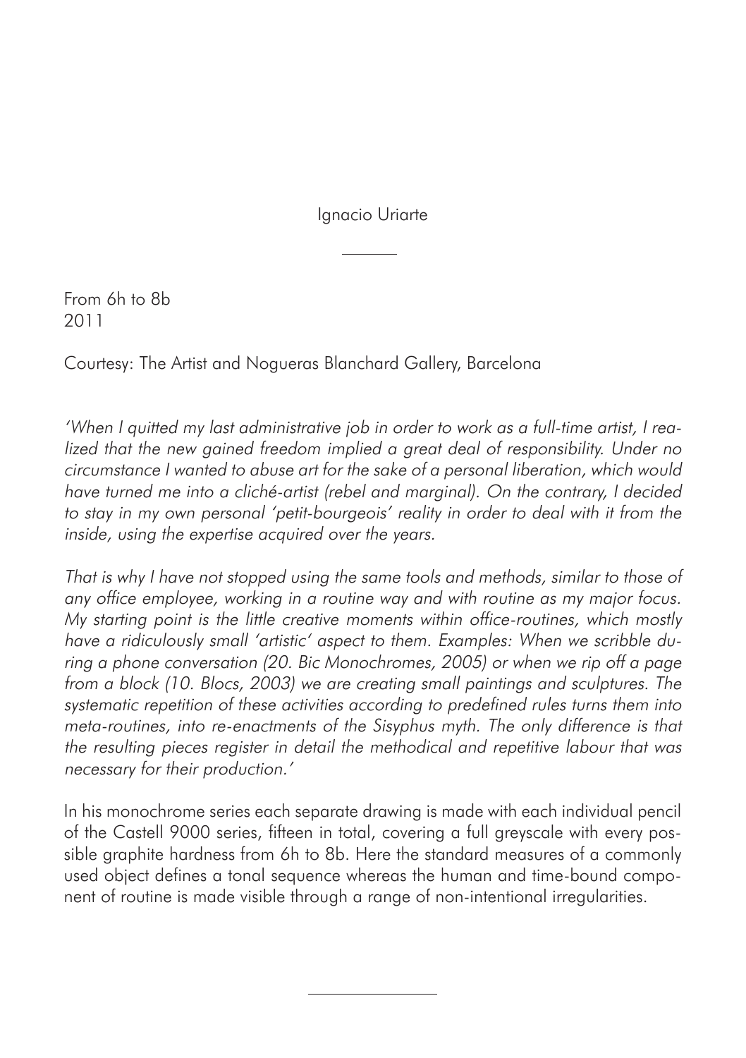Ignacio Uriarte

From 6h to 8b
2011

Courtesy: The Artist and Nogueras Blanchard Gallery, Barcelona

*'When I quitted my last administrative job in order to work as a full-time artist, I realized that the new gained freedom implied a great deal of responsibility. Under no circumstance I wanted to abuse art for the sake of a personal liberation, which would have turned me into a cliché-artist (rebel and marginal). On the contrary, I decided to stay in my own personal 'petit-bourgeois' reality in order to deal with it from the inside, using the expertise acquired over the years.*

*That is why I have not stopped using the same tools and methods, similar to those of any office employee, working in a routine way and with routine as my major focus. My starting point is the little creative moments within office-routines, which mostly have a ridiculously small 'artistic' aspect to them. Examples: When we scribble during a phone conversation (20. Bic Monochromes, 2005) or when we rip off a page from a block (10. Blocs, 2003) we are creating small paintings and sculptures. The systematic repetition of these activities according to predefined rules turns them into meta-routines, into re-enactments of the Sisyphus myth. The only difference is that the resulting pieces register in detail the methodical and repetitive labour that was necessary for their production.'*

In his monochrome series each separate drawing is made with each individual pencil of the Castell 9000 series, fifteen in total, covering a full greyscale with every possible graphite hardness from 6h to 8b. Here the standard measures of a commonly used object defines a tonal sequence whereas the human and time-bound component of routine is made visible through a range of non-intentional irregularities.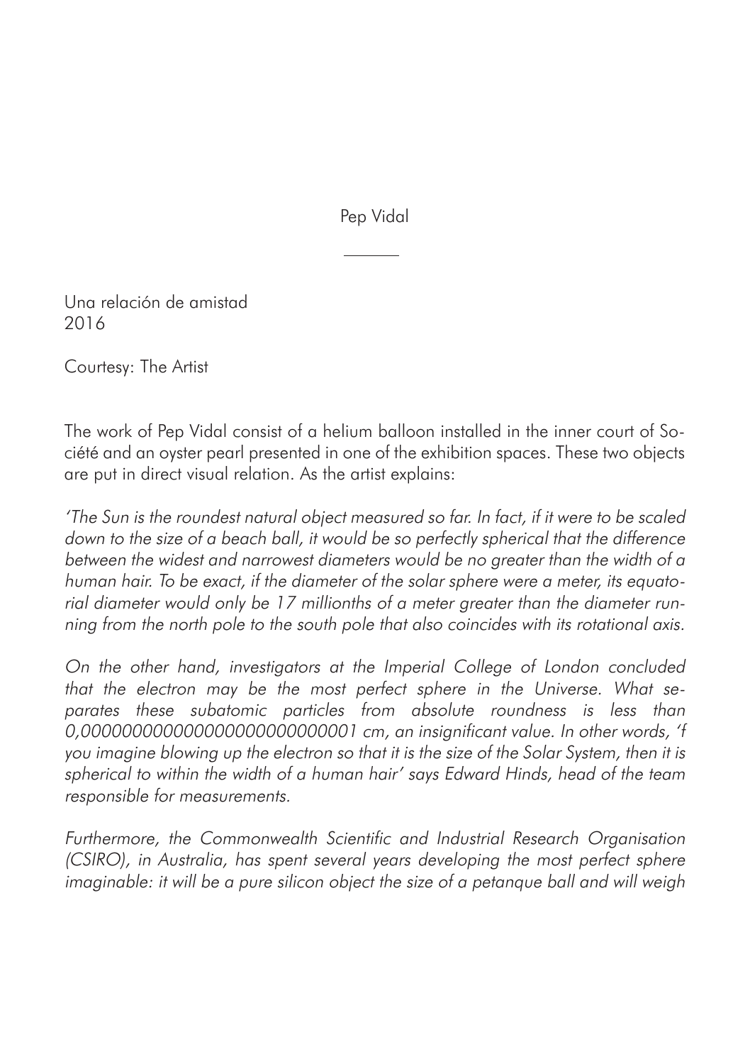Pep Vidal

---

Una relación de amistad
2016

Courtesy: The Artist

The work of Pep Vidal consist of a helium balloon installed in the inner court of Société and an oyster pearl presented in one of the exhibition spaces. These two objects are put in direct visual relation. As the artist explains:

*'The Sun is the roundest natural object measured so far. In fact, if it were to be scaled down to the size of a beach ball, it would be so perfectly spherical that the difference between the widest and narrowest diameters would be no greater than the width of a human hair. To be exact, if the diameter of the solar sphere were a meter, its equatorial diameter would only be 17 millionths of a meter greater than the diameter running from the north pole to the south pole that also coincides with its rotational axis.*

*On the other hand, investigators at the Imperial College of London concluded that the electron may be the most perfect sphere in the Universe. What separates these subatomic particles from absolute roundness is less than 0,0000000000000000000000000001 cm, an insignificant value. In other words, 'f you imagine blowing up the electron so that it is the size of the Solar System, then it is spherical to within the width of a human hair' says Edward Hinds, head of the team responsible for measurements.*

*Furthermore, the Commonwealth Scientific and Industrial Research Organisation (CSIRO), in Australia, has spent several years developing the most perfect sphere imaginable: it will be a pure silicon object the size of a petanque ball and will weigh*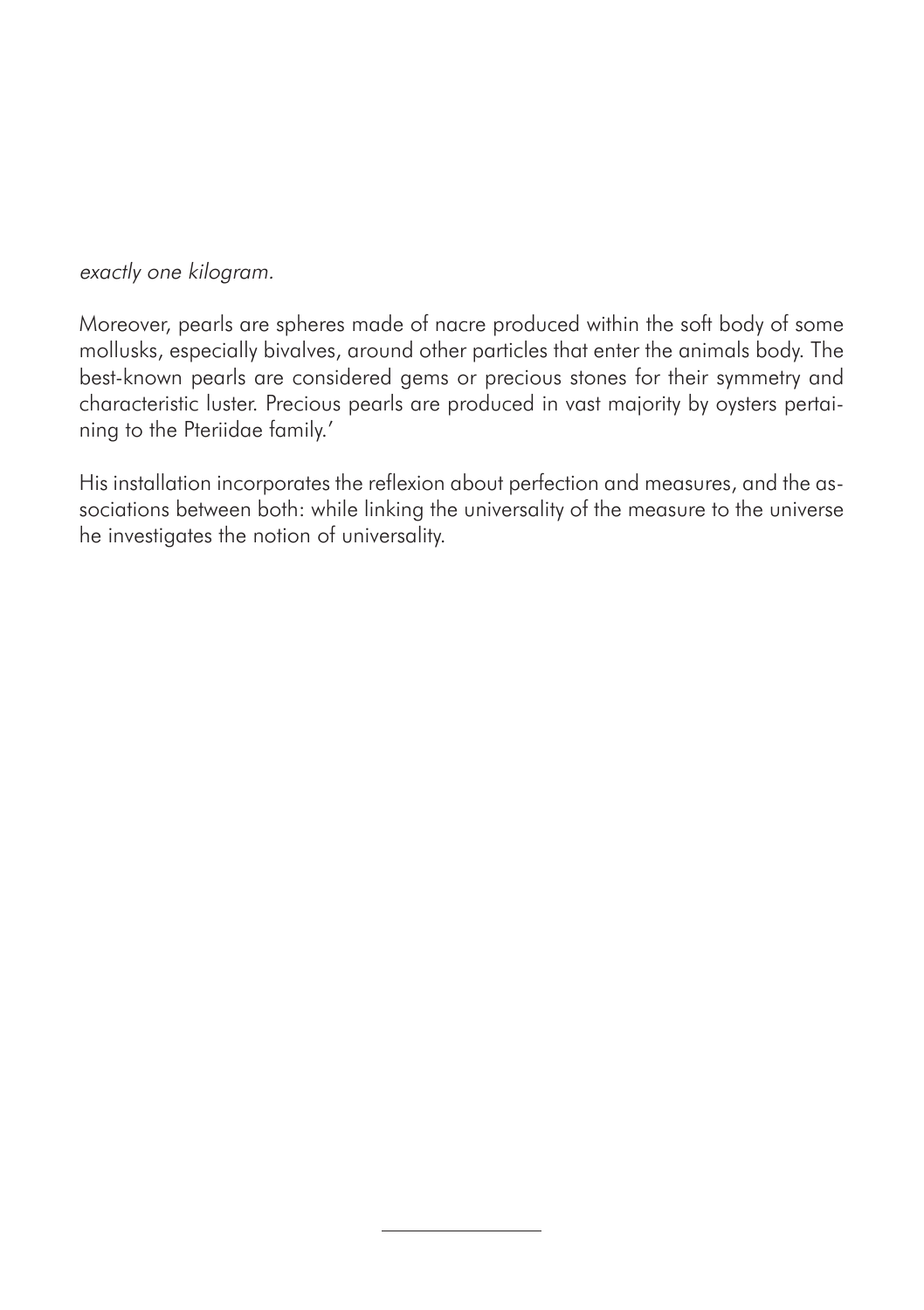*exactly one kilogram.*

Moreover, pearls are spheres made of nacre produced within the soft body of some mollusks, especially bivalves, around other particles that enter the animals body. The best-known pearls are considered gems or precious stones for their symmetry and characteristic luster. Precious pearls are produced in vast majority by oysters pertaining to the Pteriidae family.'

His installation incorporates the reflexion about perfection and measures, and the associations between both: while linking the universality of the measure to the universe he investigates the notion of universality.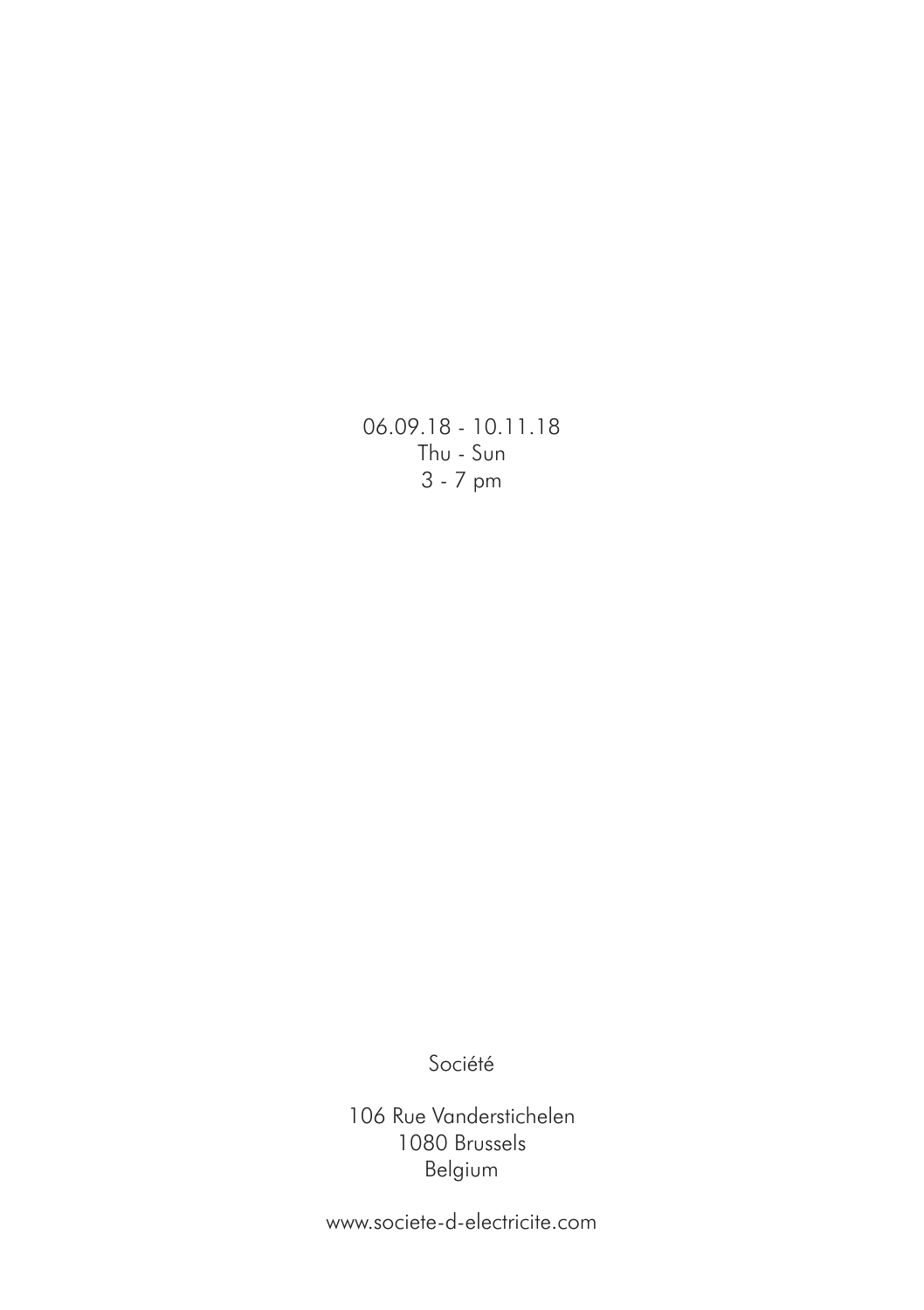06.09.18 - 10.11.18
Thu - Sun
3 - 7 pm

Société

106 Rue Vanderstichelen
1080 Brussels
Belgium

www.societe-d-electricite.com